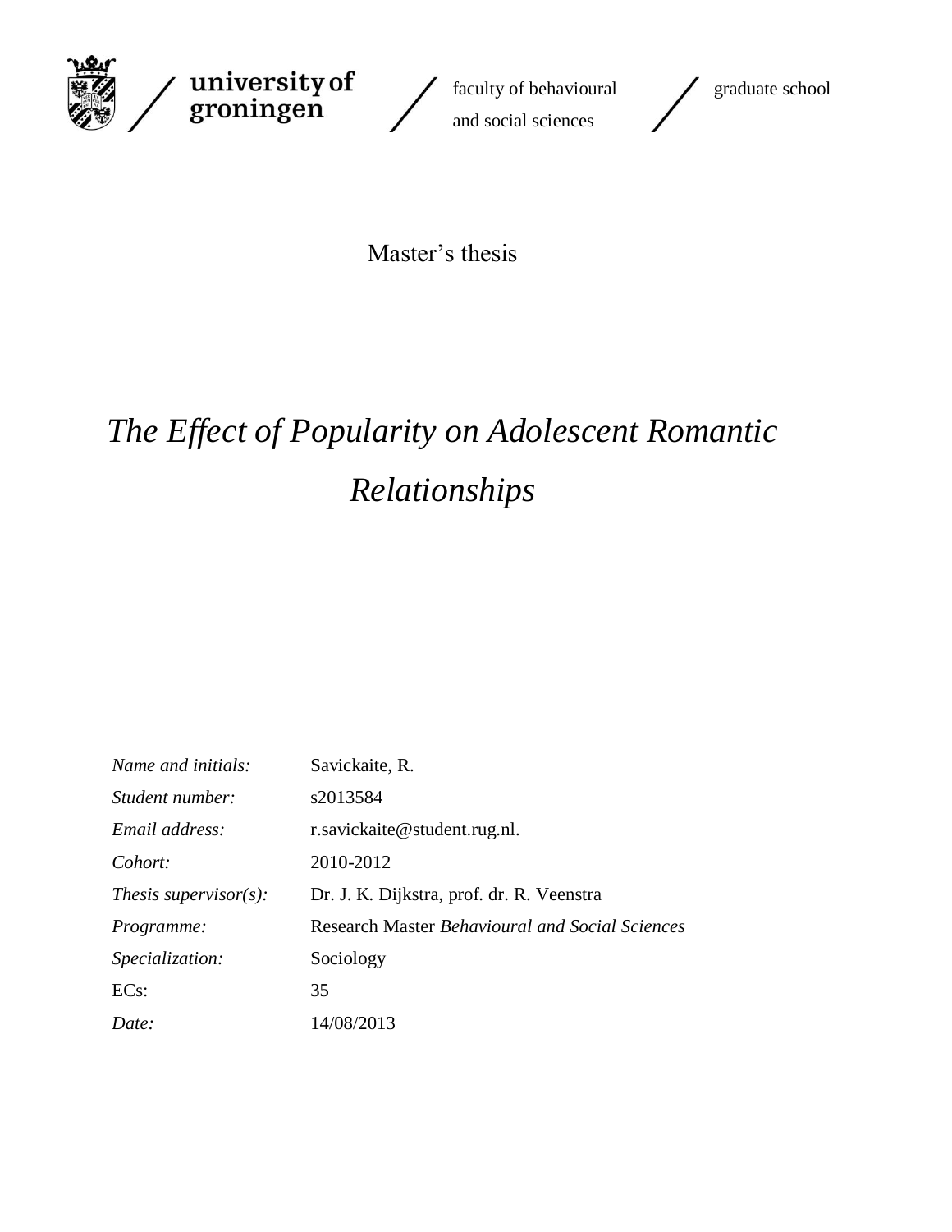university of groningen / faculty of behavioural and social sciences / graduate school

Master's thesis

# *The Effect of Popularity on Adolescent Romantic Relationships*

| | |
|---|---|
| *Name and initials:* | Savickaite, R. |
| *Student number:* | s2013584 |
| *Email address:* | r.savickaite@student.rug.nl. |
| *Cohort:* | 2010-2012 |
| *Thesis supervisor(s):* | Dr. J. K. Dijkstra, prof. dr. R. Veenstra |
| *Programme:* | Research Master *Behavioural and Social Sciences* |
| *Specialization:* | Sociology |
| ECs: | 35 |
| *Date:* | 14/08/2013 |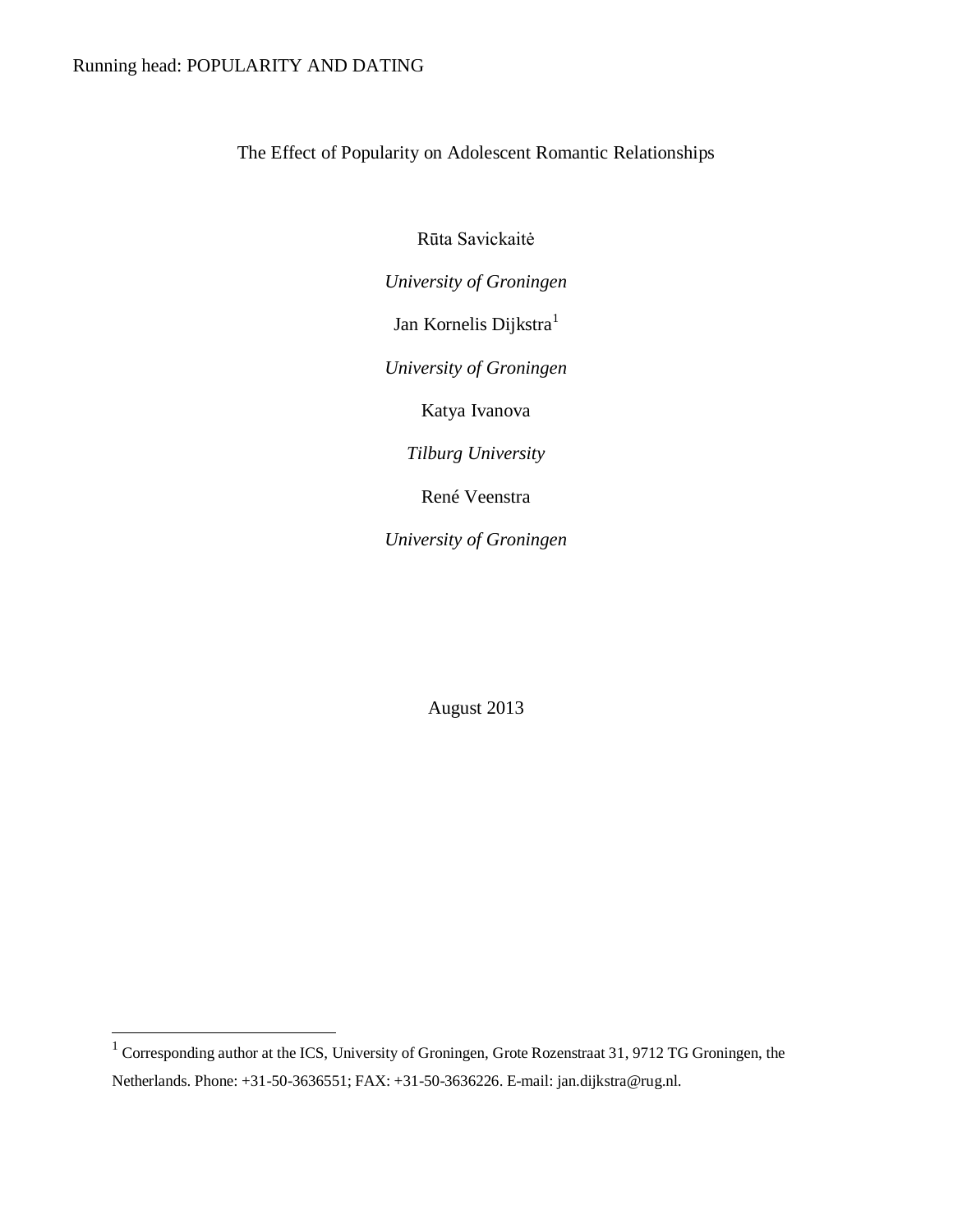# The Effect of Popularity on Adolescent Romantic Relationships

Rūta Savickaitė

*University of Groningen*

Jan Kornelis Dijkstra[1]

*University of Groningen*

Katya Ivanova

*Tilburg University*

René Veenstra

*University of Groningen*

August 2013

---

[1] Corresponding author at the ICS, University of Groningen, Grote Rozenstraat 31, 9712 TG Groningen, the Netherlands. Phone: +31-50-3636551; FAX: +31-50-3636226. E-mail: jan.dijkstra@rug.nl.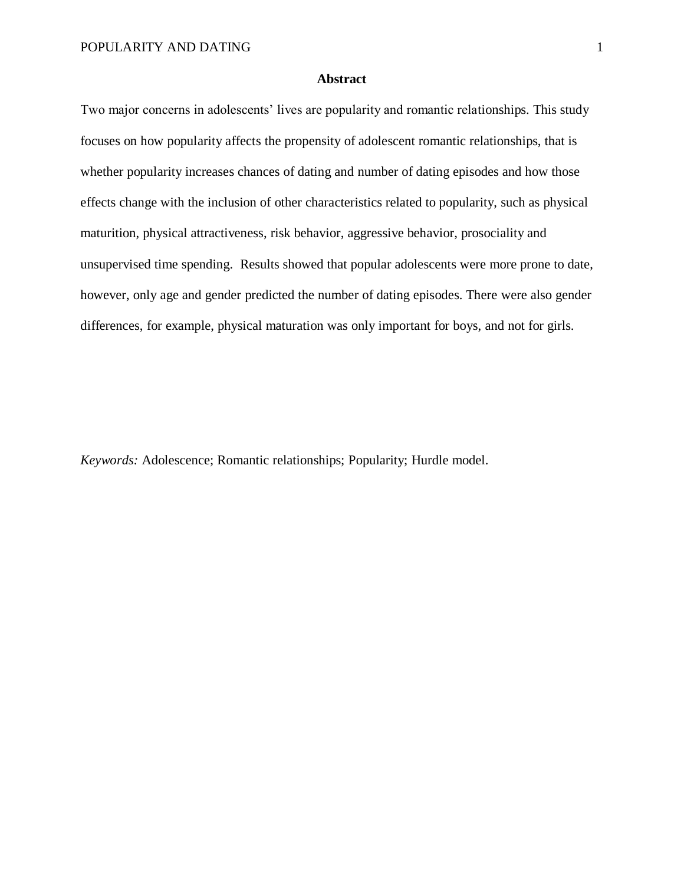# Abstract

Two major concerns in adolescents' lives are popularity and romantic relationships. This study focuses on how popularity affects the propensity of adolescent romantic relationships, that is whether popularity increases chances of dating and number of dating episodes and how those effects change with the inclusion of other characteristics related to popularity, such as physical maturition, physical attractiveness, risk behavior, aggressive behavior, prosociality and unsupervised time spending. Results showed that popular adolescents were more prone to date, however, only age and gender predicted the number of dating episodes. There were also gender differences, for example, physical maturation was only important for boys, and not for girls.

*Keywords:* Adolescence; Romantic relationships; Popularity; Hurdle model.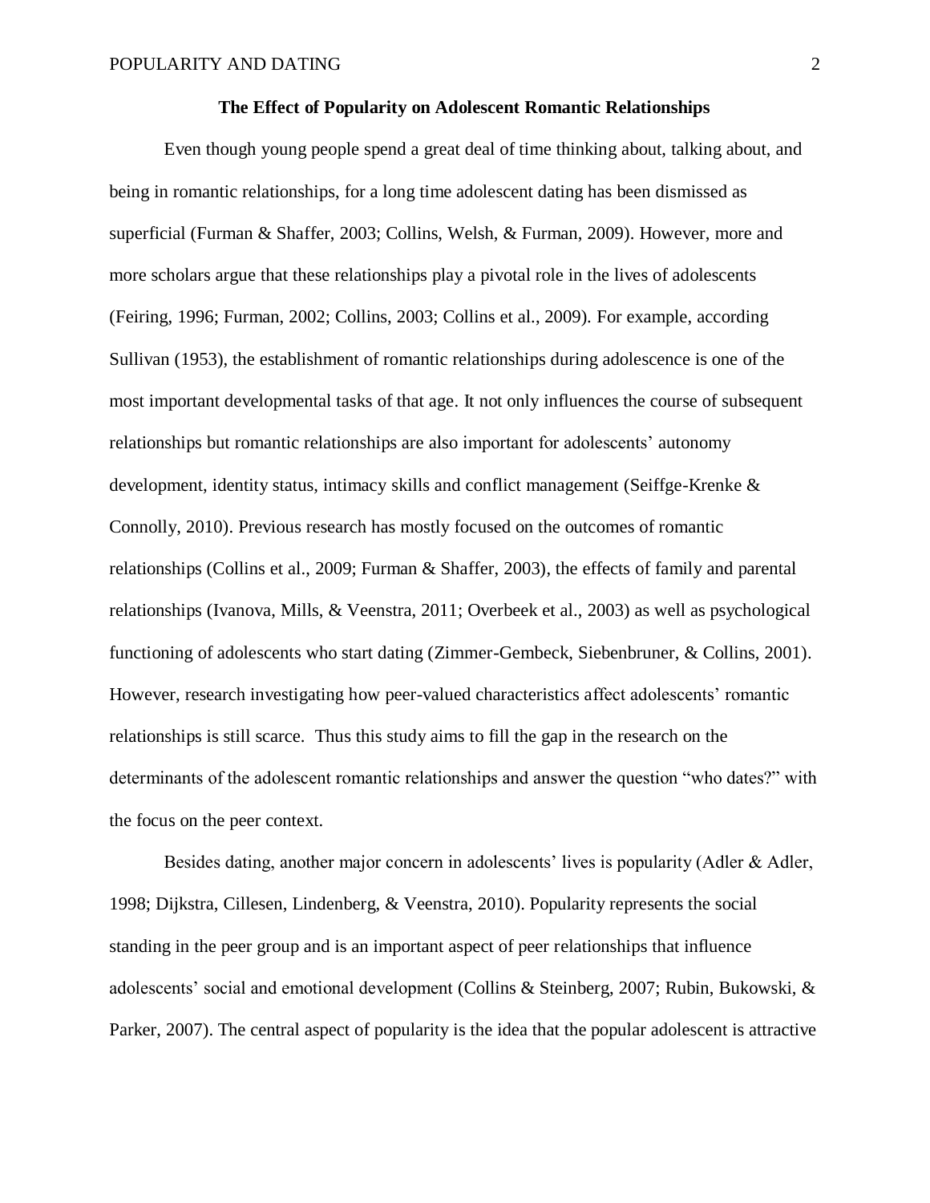**The Effect of Popularity on Adolescent Romantic Relationships**

Even though young people spend a great deal of time thinking about, talking about, and being in romantic relationships, for a long time adolescent dating has been dismissed as superficial (Furman & Shaffer, 2003; Collins, Welsh, & Furman, 2009). However, more and more scholars argue that these relationships play a pivotal role in the lives of adolescents (Feiring, 1996; Furman, 2002; Collins, 2003; Collins et al., 2009). For example, according Sullivan (1953), the establishment of romantic relationships during adolescence is one of the most important developmental tasks of that age. It not only influences the course of subsequent relationships but romantic relationships are also important for adolescents' autonomy development, identity status, intimacy skills and conflict management (Seiffge-Krenke & Connolly, 2010). Previous research has mostly focused on the outcomes of romantic relationships (Collins et al., 2009; Furman & Shaffer, 2003), the effects of family and parental relationships (Ivanova, Mills, & Veenstra, 2011; Overbeek et al., 2003) as well as psychological functioning of adolescents who start dating (Zimmer-Gembeck, Siebenbruner, & Collins, 2001). However, research investigating how peer-valued characteristics affect adolescents' romantic relationships is still scarce. Thus this study aims to fill the gap in the research on the determinants of the adolescent romantic relationships and answer the question "who dates?" with the focus on the peer context.

Besides dating, another major concern in adolescents' lives is popularity (Adler & Adler, 1998; Dijkstra, Cillesen, Lindenberg, & Veenstra, 2010). Popularity represents the social standing in the peer group and is an important aspect of peer relationships that influence adolescents' social and emotional development (Collins & Steinberg, 2007; Rubin, Bukowski, & Parker, 2007). The central aspect of popularity is the idea that the popular adolescent is attractive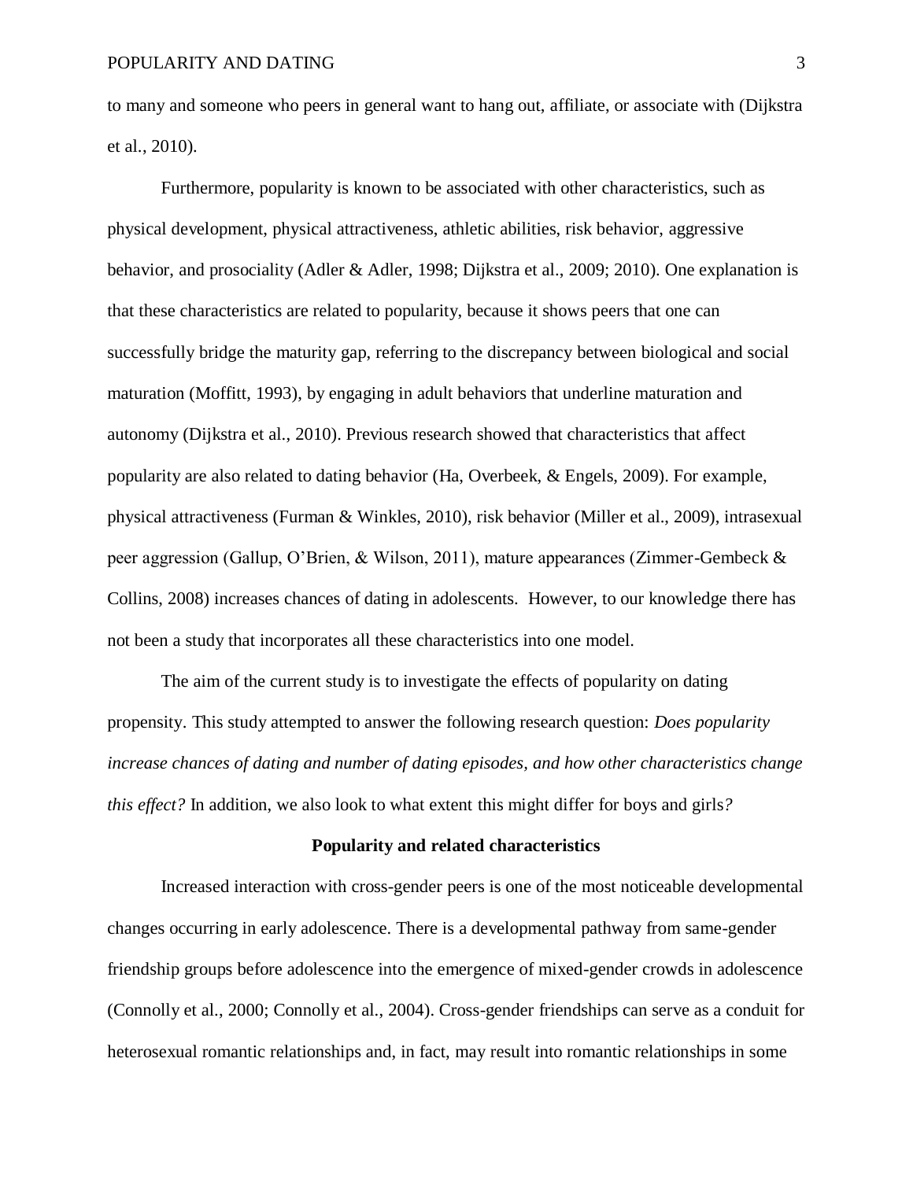to many and someone who peers in general want to hang out, affiliate, or associate with (Dijkstra et al., 2010).

Furthermore, popularity is known to be associated with other characteristics, such as physical development, physical attractiveness, athletic abilities, risk behavior, aggressive behavior, and prosociality (Adler & Adler, 1998; Dijkstra et al., 2009; 2010). One explanation is that these characteristics are related to popularity, because it shows peers that one can successfully bridge the maturity gap, referring to the discrepancy between biological and social maturation (Moffitt, 1993), by engaging in adult behaviors that underline maturation and autonomy (Dijkstra et al., 2010). Previous research showed that characteristics that affect popularity are also related to dating behavior (Ha, Overbeek, & Engels, 2009). For example, physical attractiveness (Furman & Winkles, 2010), risk behavior (Miller et al., 2009), intrasexual peer aggression (Gallup, O'Brien, & Wilson, 2011), mature appearances (Zimmer-Gembeck & Collins, 2008) increases chances of dating in adolescents. However, to our knowledge there has not been a study that incorporates all these characteristics into one model.

The aim of the current study is to investigate the effects of popularity on dating propensity. This study attempted to answer the following research question: *Does popularity increase chances of dating and number of dating episodes, and how other characteristics change this effect?* In addition, we also look to what extent this might differ for boys and girls*?*

## Popularity and related characteristics

Increased interaction with cross-gender peers is one of the most noticeable developmental changes occurring in early adolescence. There is a developmental pathway from same-gender friendship groups before adolescence into the emergence of mixed-gender crowds in adolescence (Connolly et al., 2000; Connolly et al., 2004). Cross-gender friendships can serve as a conduit for heterosexual romantic relationships and, in fact, may result into romantic relationships in some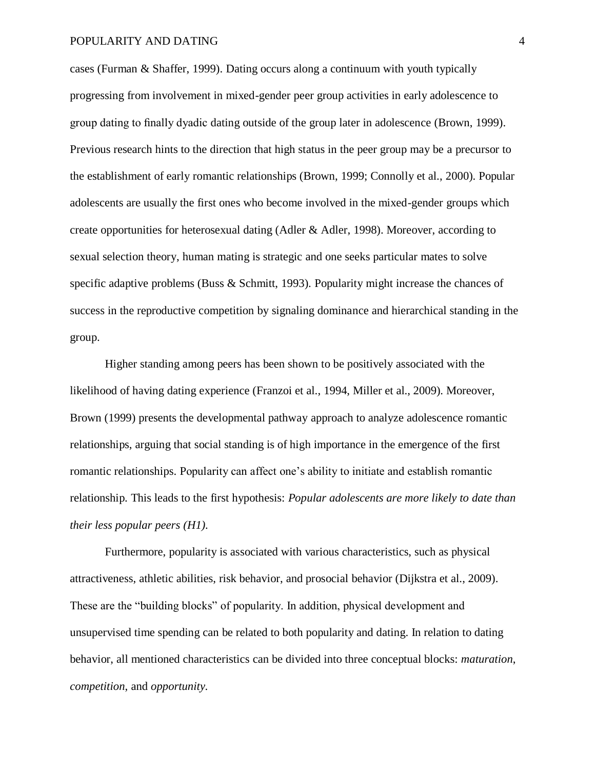cases (Furman & Shaffer, 1999). Dating occurs along a continuum with youth typically progressing from involvement in mixed-gender peer group activities in early adolescence to group dating to finally dyadic dating outside of the group later in adolescence (Brown, 1999). Previous research hints to the direction that high status in the peer group may be a precursor to the establishment of early romantic relationships (Brown, 1999; Connolly et al., 2000). Popular adolescents are usually the first ones who become involved in the mixed-gender groups which create opportunities for heterosexual dating (Adler & Adler, 1998). Moreover, according to sexual selection theory, human mating is strategic and one seeks particular mates to solve specific adaptive problems (Buss & Schmitt, 1993). Popularity might increase the chances of success in the reproductive competition by signaling dominance and hierarchical standing in the group.

Higher standing among peers has been shown to be positively associated with the likelihood of having dating experience (Franzoi et al., 1994, Miller et al., 2009). Moreover, Brown (1999) presents the developmental pathway approach to analyze adolescence romantic relationships, arguing that social standing is of high importance in the emergence of the first romantic relationships. Popularity can affect one's ability to initiate and establish romantic relationship. This leads to the first hypothesis: *Popular adolescents are more likely to date than their less popular peers (H1).*

Furthermore, popularity is associated with various characteristics, such as physical attractiveness, athletic abilities, risk behavior, and prosocial behavior (Dijkstra et al., 2009). These are the "building blocks" of popularity. In addition, physical development and unsupervised time spending can be related to both popularity and dating. In relation to dating behavior, all mentioned characteristics can be divided into three conceptual blocks: *maturation, competition,* and *opportunity.*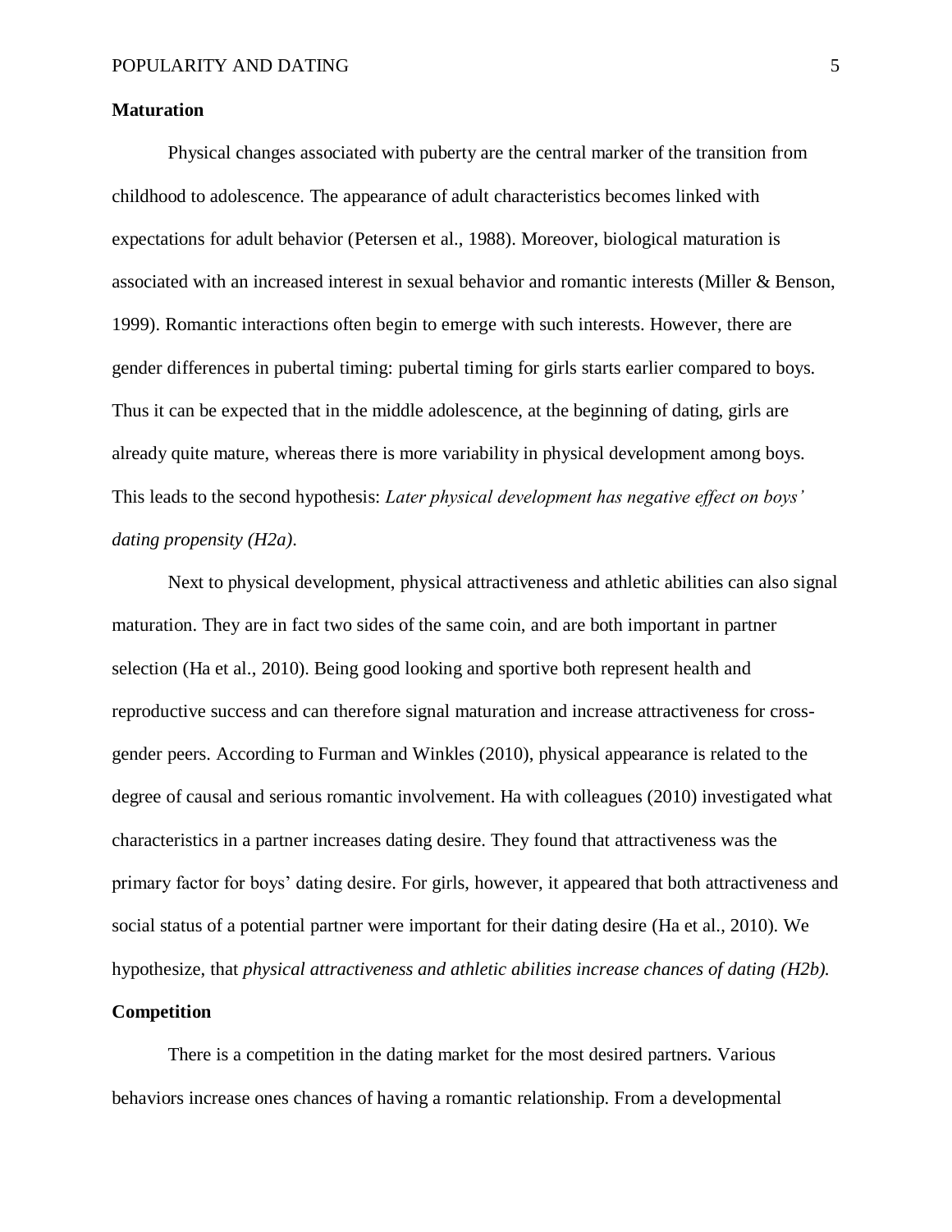**Maturation**

Physical changes associated with puberty are the central marker of the transition from childhood to adolescence. The appearance of adult characteristics becomes linked with expectations for adult behavior (Petersen et al., 1988). Moreover, biological maturation is associated with an increased interest in sexual behavior and romantic interests (Miller & Benson, 1999). Romantic interactions often begin to emerge with such interests. However, there are gender differences in pubertal timing: pubertal timing for girls starts earlier compared to boys. Thus it can be expected that in the middle adolescence, at the beginning of dating, girls are already quite mature, whereas there is more variability in physical development among boys. This leads to the second hypothesis: *Later physical development has negative effect on boys' dating propensity (H2a)*.

Next to physical development, physical attractiveness and athletic abilities can also signal maturation. They are in fact two sides of the same coin, and are both important in partner selection (Ha et al., 2010). Being good looking and sportive both represent health and reproductive success and can therefore signal maturation and increase attractiveness for cross-gender peers. According to Furman and Winkles (2010), physical appearance is related to the degree of causal and serious romantic involvement. Ha with colleagues (2010) investigated what characteristics in a partner increases dating desire. They found that attractiveness was the primary factor for boys' dating desire. For girls, however, it appeared that both attractiveness and social status of a potential partner were important for their dating desire (Ha et al., 2010). We hypothesize, that *physical attractiveness and athletic abilities increase chances of dating (H2b).*

**Competition**

There is a competition in the dating market for the most desired partners. Various behaviors increase ones chances of having a romantic relationship. From a developmental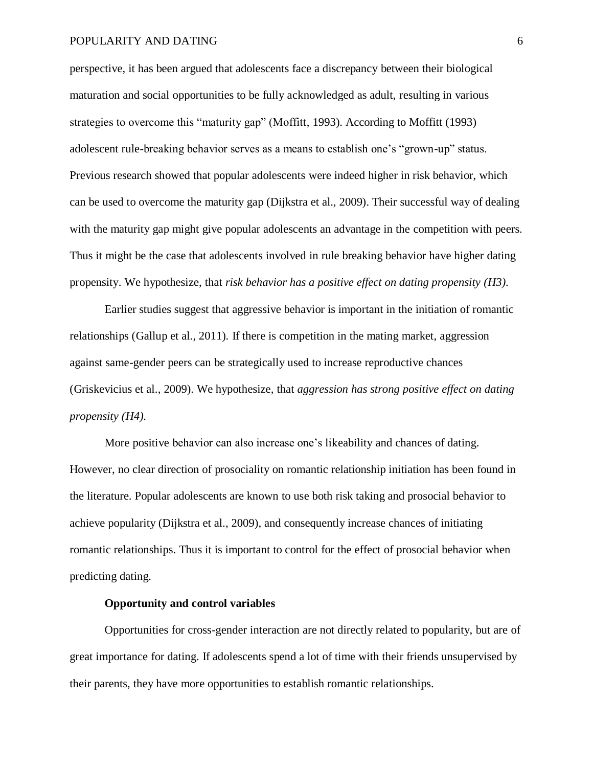perspective, it has been argued that adolescents face a discrepancy between their biological maturation and social opportunities to be fully acknowledged as adult, resulting in various strategies to overcome this "maturity gap" (Moffitt, 1993). According to Moffitt (1993) adolescent rule-breaking behavior serves as a means to establish one's "grown-up" status. Previous research showed that popular adolescents were indeed higher in risk behavior, which can be used to overcome the maturity gap (Dijkstra et al., 2009). Their successful way of dealing with the maturity gap might give popular adolescents an advantage in the competition with peers. Thus it might be the case that adolescents involved in rule breaking behavior have higher dating propensity. We hypothesize, that *risk behavior has a positive effect on dating propensity (H3).*

Earlier studies suggest that aggressive behavior is important in the initiation of romantic relationships (Gallup et al., 2011). If there is competition in the mating market, aggression against same-gender peers can be strategically used to increase reproductive chances (Griskevicius et al., 2009). We hypothesize, that *aggression has strong positive effect on dating propensity (H4).*

More positive behavior can also increase one's likeability and chances of dating. However, no clear direction of prosociality on romantic relationship initiation has been found in the literature. Popular adolescents are known to use both risk taking and prosocial behavior to achieve popularity (Dijkstra et al., 2009), and consequently increase chances of initiating romantic relationships. Thus it is important to control for the effect of prosocial behavior when predicting dating.

### Opportunity and control variables

Opportunities for cross-gender interaction are not directly related to popularity, but are of great importance for dating. If adolescents spend a lot of time with their friends unsupervised by their parents, they have more opportunities to establish romantic relationships.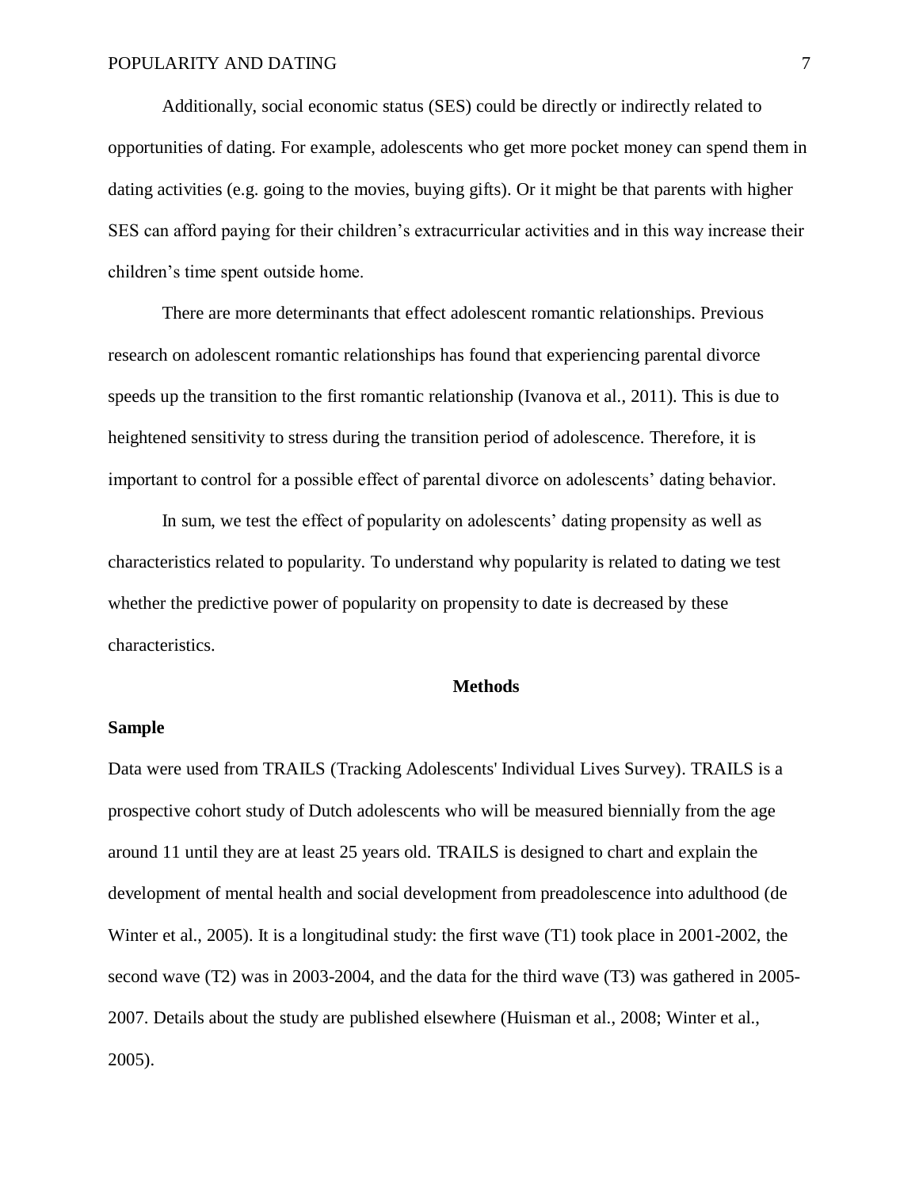Additionally, social economic status (SES) could be directly or indirectly related to opportunities of dating. For example, adolescents who get more pocket money can spend them in dating activities (e.g. going to the movies, buying gifts). Or it might be that parents with higher SES can afford paying for their children's extracurricular activities and in this way increase their children's time spent outside home.

There are more determinants that effect adolescent romantic relationships. Previous research on adolescent romantic relationships has found that experiencing parental divorce speeds up the transition to the first romantic relationship (Ivanova et al., 2011). This is due to heightened sensitivity to stress during the transition period of adolescence. Therefore, it is important to control for a possible effect of parental divorce on adolescents' dating behavior.

In sum, we test the effect of popularity on adolescents' dating propensity as well as characteristics related to popularity. To understand why popularity is related to dating we test whether the predictive power of popularity on propensity to date is decreased by these characteristics.

## Methods

### Sample

Data were used from TRAILS (Tracking Adolescents' Individual Lives Survey). TRAILS is a prospective cohort study of Dutch adolescents who will be measured biennially from the age around 11 until they are at least 25 years old. TRAILS is designed to chart and explain the development of mental health and social development from preadolescence into adulthood (de Winter et al., 2005). It is a longitudinal study: the first wave (T1) took place in 2001-2002, the second wave (T2) was in 2003-2004, and the data for the third wave (T3) was gathered in 2005-2007. Details about the study are published elsewhere (Huisman et al., 2008; Winter et al., 2005).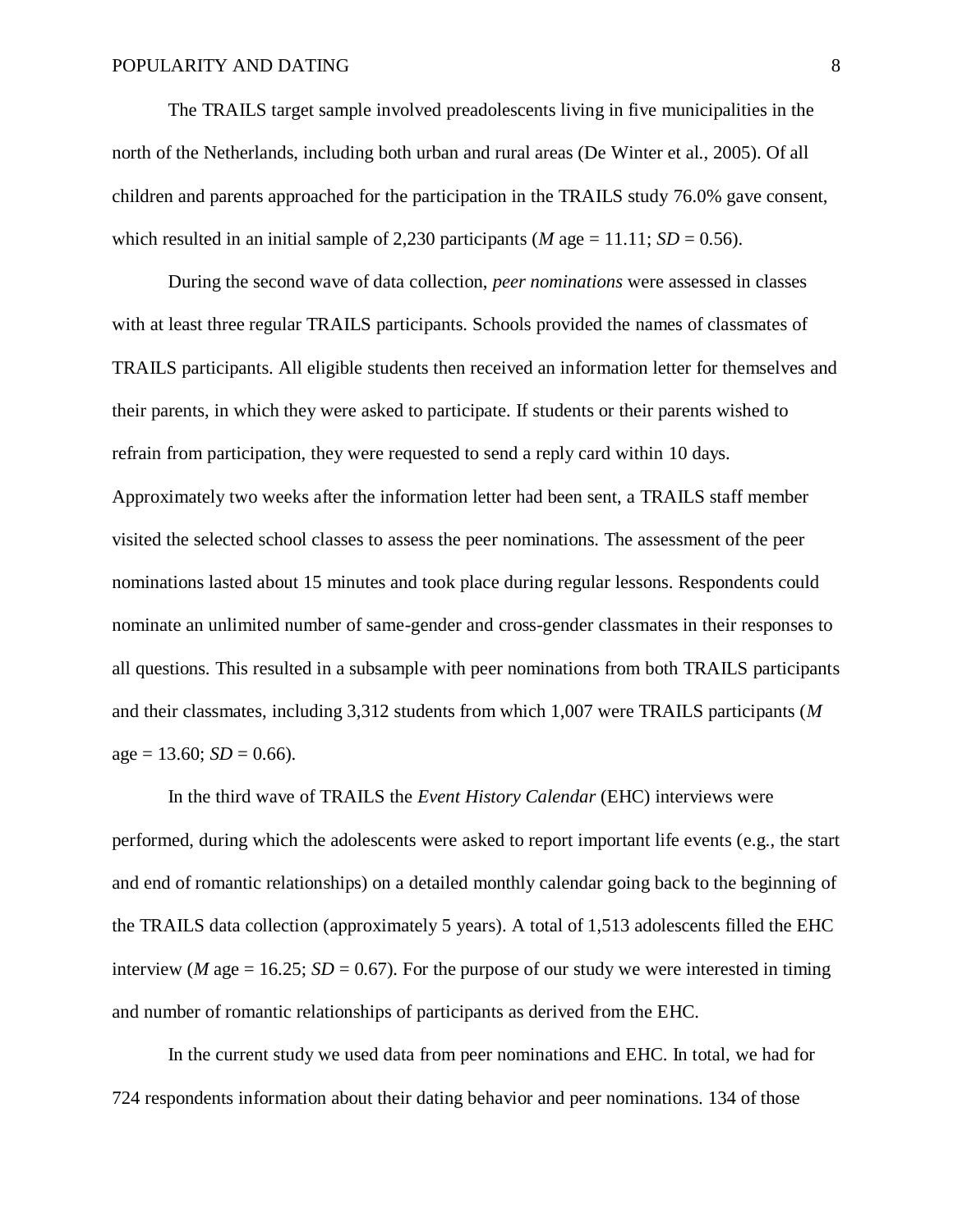The TRAILS target sample involved preadolescents living in five municipalities in the north of the Netherlands, including both urban and rural areas (De Winter et al., 2005). Of all children and parents approached for the participation in the TRAILS study 76.0% gave consent, which resulted in an initial sample of 2,230 participants (*M* age = 11.11; *SD* = 0.56).

During the second wave of data collection, *peer nominations* were assessed in classes with at least three regular TRAILS participants. Schools provided the names of classmates of TRAILS participants. All eligible students then received an information letter for themselves and their parents, in which they were asked to participate. If students or their parents wished to refrain from participation, they were requested to send a reply card within 10 days. Approximately two weeks after the information letter had been sent, a TRAILS staff member visited the selected school classes to assess the peer nominations. The assessment of the peer nominations lasted about 15 minutes and took place during regular lessons. Respondents could nominate an unlimited number of same-gender and cross-gender classmates in their responses to all questions. This resulted in a subsample with peer nominations from both TRAILS participants and their classmates, including 3,312 students from which 1,007 were TRAILS participants (*M* age = 13.60; *SD* = 0.66).

In the third wave of TRAILS the *Event History Calendar* (EHC) interviews were performed, during which the adolescents were asked to report important life events (e.g., the start and end of romantic relationships) on a detailed monthly calendar going back to the beginning of the TRAILS data collection (approximately 5 years). A total of 1,513 adolescents filled the EHC interview (*M* age = 16.25; *SD* = 0.67). For the purpose of our study we were interested in timing and number of romantic relationships of participants as derived from the EHC.

In the current study we used data from peer nominations and EHC. In total, we had for 724 respondents information about their dating behavior and peer nominations. 134 of those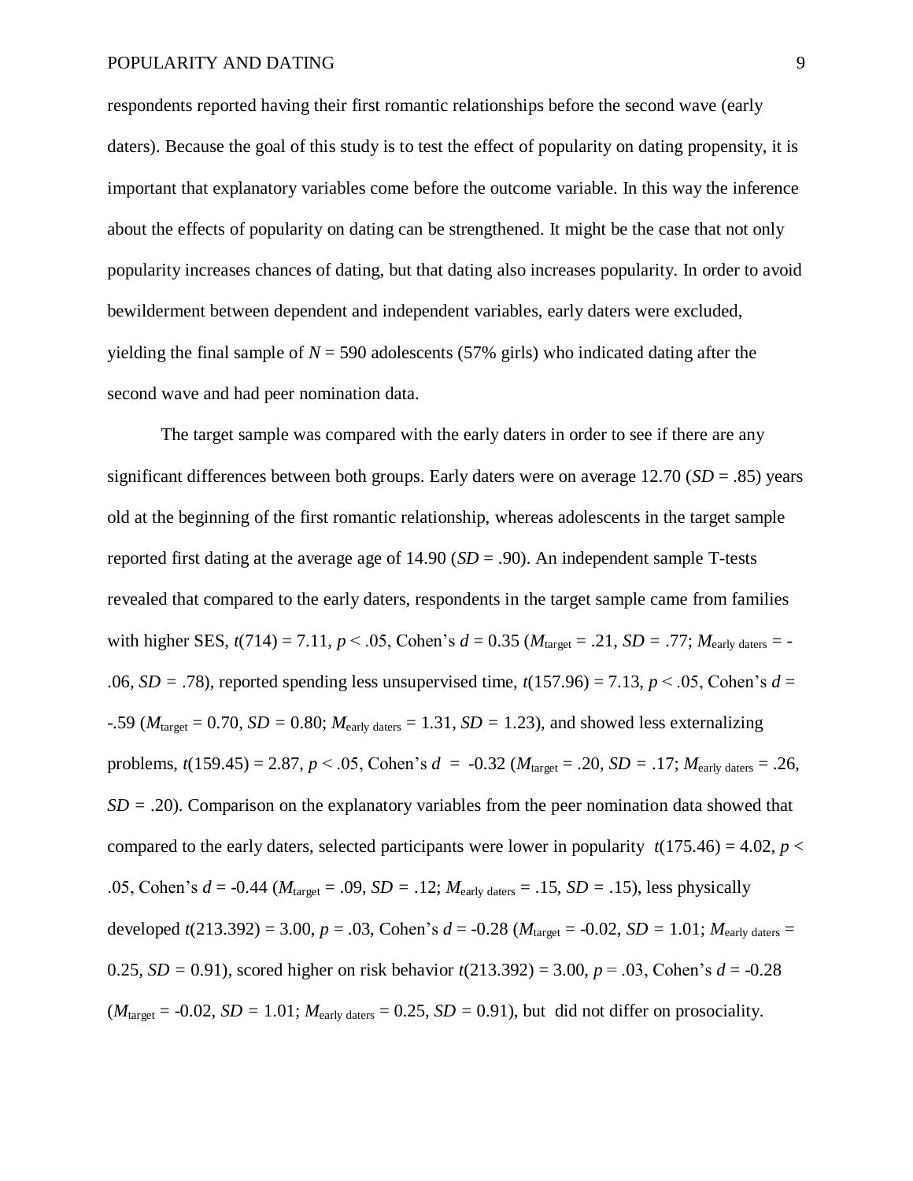respondents reported having their first romantic relationships before the second wave (early daters). Because the goal of this study is to test the effect of popularity on dating propensity, it is important that explanatory variables come before the outcome variable. In this way the inference about the effects of popularity on dating can be strengthened. It might be the case that not only popularity increases chances of dating, but that dating also increases popularity. In order to avoid bewilderment between dependent and independent variables, early daters were excluded, yielding the final sample of $N = 590$ adolescents (57% girls) who indicated dating after the second wave and had peer nomination data.

The target sample was compared with the early daters in order to see if there are any significant differences between both groups. Early daters were on average 12.70 ($SD = .85$) years old at the beginning of the first romantic relationship, whereas adolescents in the target sample reported first dating at the average age of 14.90 ($SD = .90$). An independent sample T-tests revealed that compared to the early daters, respondents in the target sample came from families with higher SES, $t(714) = 7.11$, $p < .05$, Cohen's $d = 0.35$ ($M_{\text{target}} = .21$, $SD = .77$; $M_{\text{early daters}} = -.06$, $SD = .78$), reported spending less unsupervised time, $t(157.96) = 7.13$, $p < .05$, Cohen's $d = -.59$ ($M_{\text{target}} = 0.70$, $SD = 0.80$; $M_{\text{early daters}} = 1.31$, $SD = 1.23$), and showed less externalizing problems, $t(159.45) = 2.87$, $p < .05$, Cohen's $d = -0.32$ ($M_{\text{target}} = .20$, $SD = .17$; $M_{\text{early daters}} = .26$, $SD = .20$). Comparison on the explanatory variables from the peer nomination data showed that compared to the early daters, selected participants were lower in popularity $t(175.46) = 4.02$, $p < .05$, Cohen's $d = -0.44$ ($M_{\text{target}} = .09$, $SD = .12$; $M_{\text{early daters}} = .15$, $SD = .15$), less physically developed $t(213.392) = 3.00$, $p = .03$, Cohen's $d = -0.28$ ($M_{\text{target}} = -0.02$, $SD = 1.01$; $M_{\text{early daters}} = 0.25$, $SD = 0.91$), scored higher on risk behavior $t(213.392) = 3.00$, $p = .03$, Cohen's $d = -0.28$ ($M_{\text{target}} = -0.02$, $SD = 1.01$; $M_{\text{early daters}} = 0.25$, $SD = 0.91$), but did not differ on prosociality.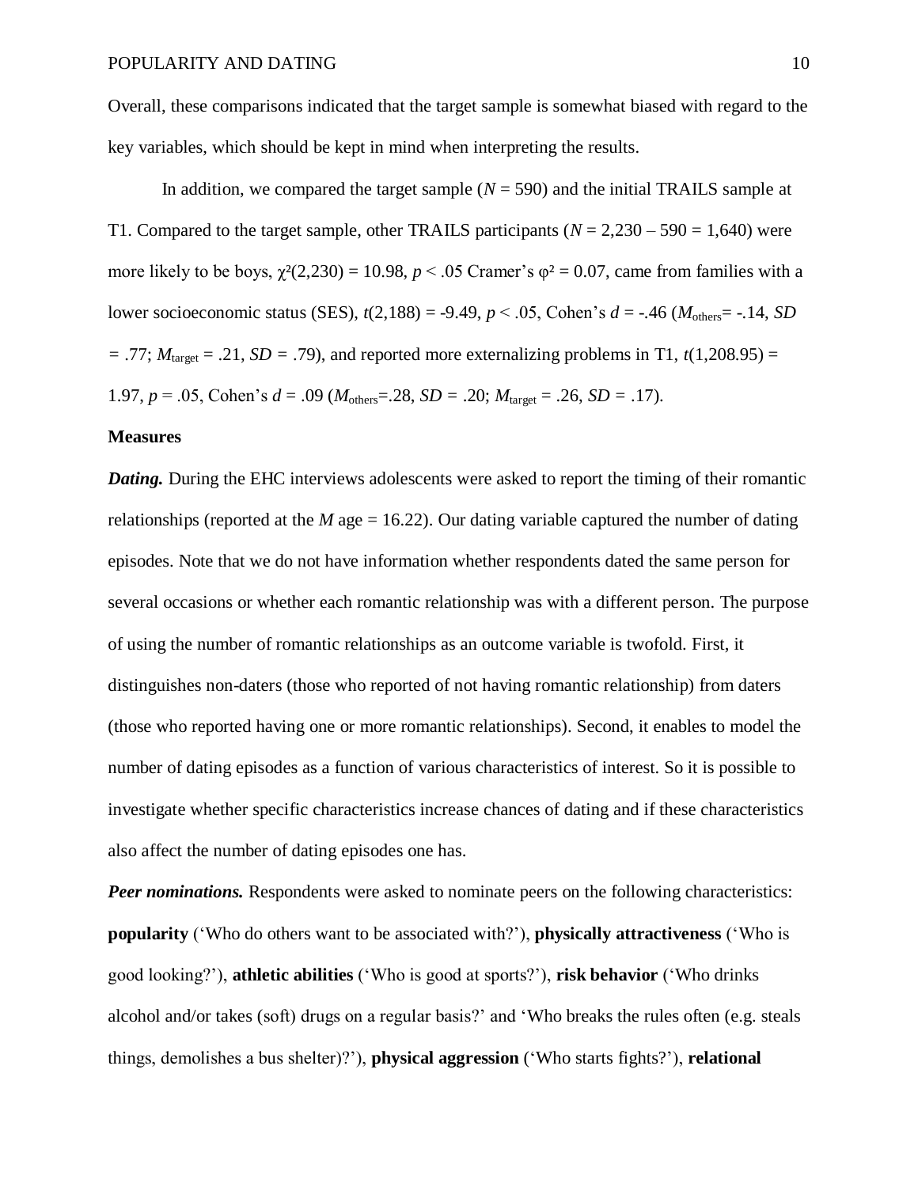Overall, these comparisons indicated that the target sample is somewhat biased with regard to the key variables, which should be kept in mind when interpreting the results.

In addition, we compared the target sample ($N$ = 590) and the initial TRAILS sample at T1. Compared to the target sample, other TRAILS participants ($N$ = 2,230 – 590 = 1,640) were more likely to be boys, $\chi^2(2{,}230) = 10.98$, $p < .05$ Cramer's $\varphi^2 = 0.07$, came from families with a lower socioeconomic status (SES), $t(2{,}188) = -9.49$, $p < .05$, Cohen's $d = -.46$ ($M_{\text{others}} = -.14$, $SD = .77$; $M_{\text{target}} = .21$, $SD = .79$), and reported more externalizing problems in T1, $t(1{,}208.95) = 1.97$, $p = .05$, Cohen's $d = .09$ ($M_{\text{others}} = .28$, $SD = .20$; $M_{\text{target}} = .26$, $SD = .17$).

**Measures**

***Dating.*** During the EHC interviews adolescents were asked to report the timing of their romantic relationships (reported at the $M$ age = 16.22). Our dating variable captured the number of dating episodes. Note that we do not have information whether respondents dated the same person for several occasions or whether each romantic relationship was with a different person. The purpose of using the number of romantic relationships as an outcome variable is twofold. First, it distinguishes non-daters (those who reported of not having romantic relationship) from daters (those who reported having one or more romantic relationships). Second, it enables to model the number of dating episodes as a function of various characteristics of interest. So it is possible to investigate whether specific characteristics increase chances of dating and if these characteristics also affect the number of dating episodes one has.

***Peer nominations.*** Respondents were asked to nominate peers on the following characteristics: **popularity** ('Who do others want to be associated with?'), **physically attractiveness** ('Who is good looking?'), **athletic abilities** ('Who is good at sports?'), **risk behavior** ('Who drinks alcohol and/or takes (soft) drugs on a regular basis?' and 'Who breaks the rules often (e.g. steals things, demolishes a bus shelter)?'), **physical aggression** ('Who starts fights?'), **relational**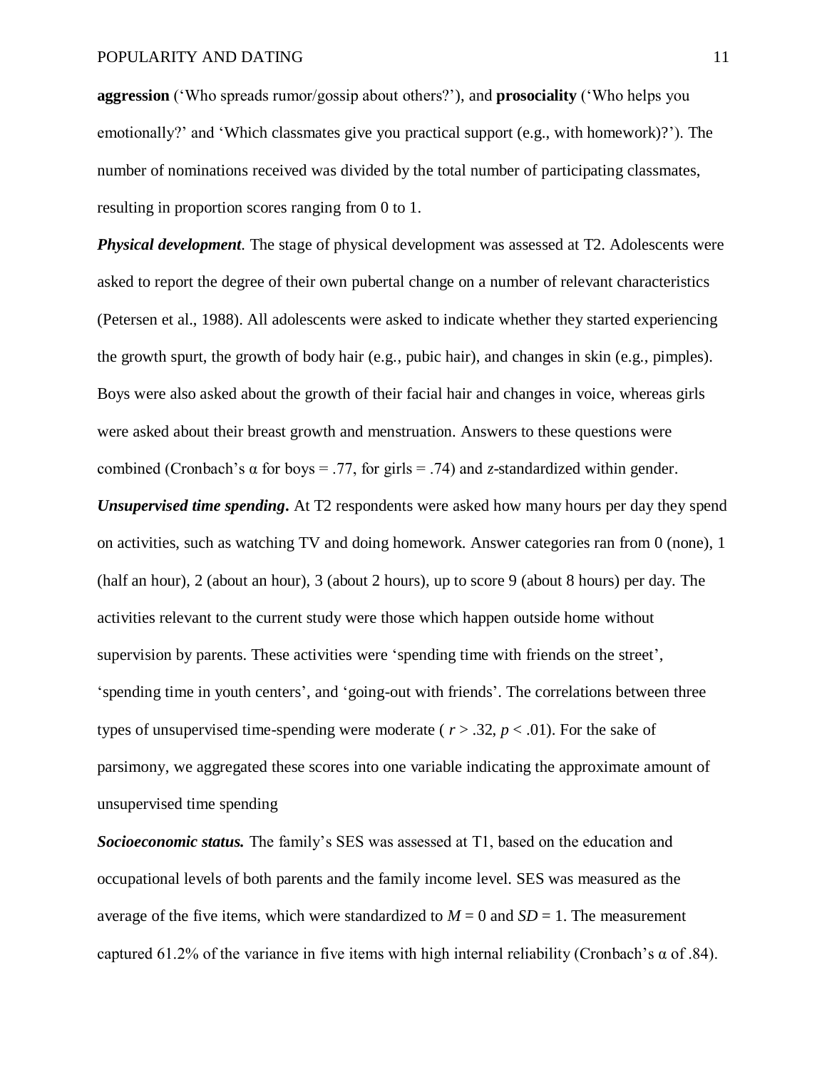**aggression** (‘Who spreads rumor/gossip about others?’), and **prosociality** (‘Who helps you emotionally?’ and ‘Which classmates give you practical support (e.g., with homework)?’). The number of nominations received was divided by the total number of participating classmates, resulting in proportion scores ranging from 0 to 1.

***Physical development.*** The stage of physical development was assessed at T2. Adolescents were asked to report the degree of their own pubertal change on a number of relevant characteristics (Petersen et al., 1988). All adolescents were asked to indicate whether they started experiencing the growth spurt, the growth of body hair (e.g., pubic hair), and changes in skin (e.g., pimples). Boys were also asked about the growth of their facial hair and changes in voice, whereas girls were asked about their breast growth and menstruation. Answers to these questions were combined (Cronbach’s α for boys = .77, for girls = .74) and *z*-standardized within gender.

***Unsupervised time spending*.** At T2 respondents were asked how many hours per day they spend on activities, such as watching TV and doing homework. Answer categories ran from 0 (none), 1 (half an hour), 2 (about an hour), 3 (about 2 hours), up to score 9 (about 8 hours) per day. The activities relevant to the current study were those which happen outside home without supervision by parents. These activities were ‘spending time with friends on the street’, ‘spending time in youth centers’, and ‘going-out with friends’. The correlations between three types of unsupervised time-spending were moderate ( $r > .32$, $p < .01$). For the sake of parsimony, we aggregated these scores into one variable indicating the approximate amount of unsupervised time spending

***Socioeconomic status.*** The family’s SES was assessed at T1, based on the education and occupational levels of both parents and the family income level. SES was measured as the average of the five items, which were standardized to $M = 0$ and $SD = 1$. The measurement captured 61.2% of the variance in five items with high internal reliability (Cronbach’s α of .84).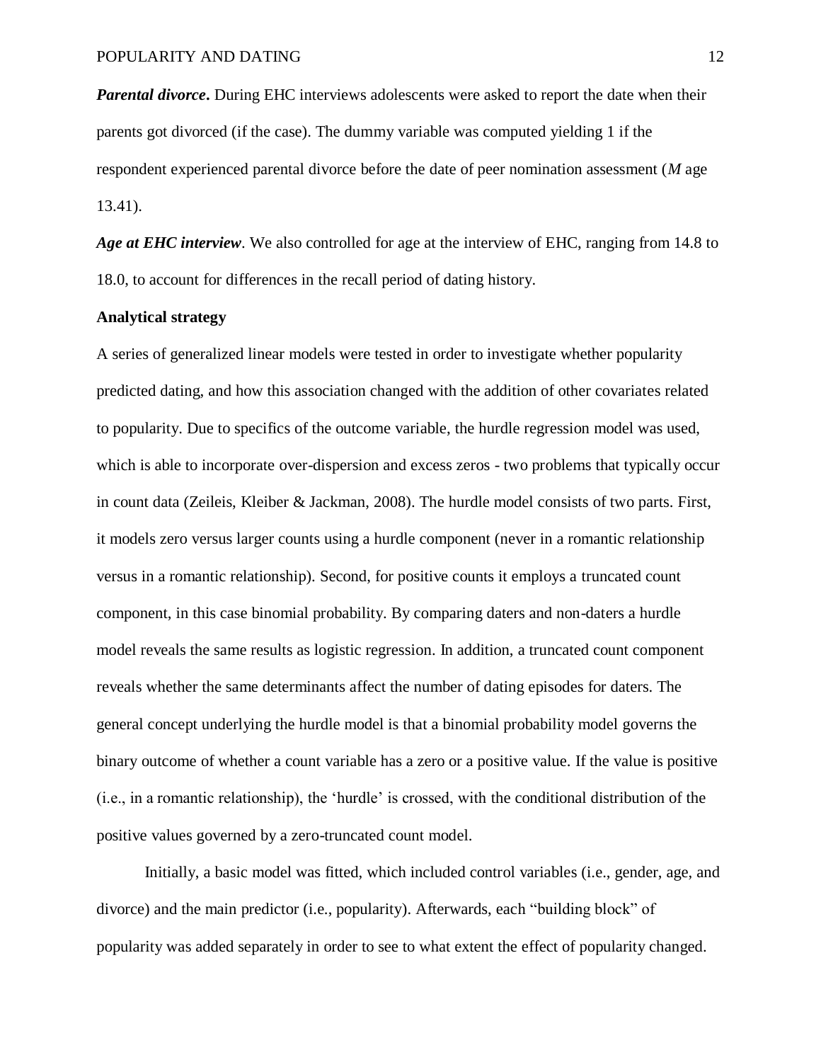***Parental divorce*****.** During EHC interviews adolescents were asked to report the date when their parents got divorced (if the case). The dummy variable was computed yielding 1 if the respondent experienced parental divorce before the date of peer nomination assessment (*M* age 13.41).

***Age at EHC interview***. We also controlled for age at the interview of EHC, ranging from 14.8 to 18.0, to account for differences in the recall period of dating history.

**Analytical strategy**

A series of generalized linear models were tested in order to investigate whether popularity predicted dating, and how this association changed with the addition of other covariates related to popularity. Due to specifics of the outcome variable, the hurdle regression model was used, which is able to incorporate over-dispersion and excess zeros - two problems that typically occur in count data (Zeileis, Kleiber & Jackman, 2008). The hurdle model consists of two parts. First, it models zero versus larger counts using a hurdle component (never in a romantic relationship versus in a romantic relationship). Second, for positive counts it employs a truncated count component, in this case binomial probability. By comparing daters and non-daters a hurdle model reveals the same results as logistic regression. In addition, a truncated count component reveals whether the same determinants affect the number of dating episodes for daters. The general concept underlying the hurdle model is that a binomial probability model governs the binary outcome of whether a count variable has a zero or a positive value. If the value is positive (i.e., in a romantic relationship), the 'hurdle' is crossed, with the conditional distribution of the positive values governed by a zero-truncated count model.

Initially, a basic model was fitted, which included control variables (i.e., gender, age, and divorce) and the main predictor (i.e., popularity). Afterwards, each "building block" of popularity was added separately in order to see to what extent the effect of popularity changed.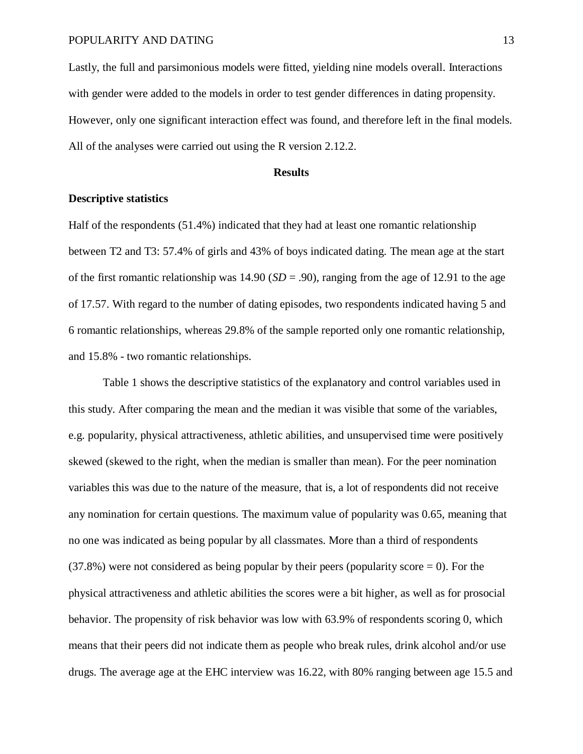Lastly, the full and parsimonious models were fitted, yielding nine models overall. Interactions with gender were added to the models in order to test gender differences in dating propensity. However, only one significant interaction effect was found, and therefore left in the final models. All of the analyses were carried out using the R version 2.12.2.

## Results

### Descriptive statistics

Half of the respondents (51.4%) indicated that they had at least one romantic relationship between T2 and T3: 57.4% of girls and 43% of boys indicated dating. The mean age at the start of the first romantic relationship was 14.90 (*SD* = .90), ranging from the age of 12.91 to the age of 17.57. With regard to the number of dating episodes, two respondents indicated having 5 and 6 romantic relationships, whereas 29.8% of the sample reported only one romantic relationship, and 15.8% - two romantic relationships.

Table 1 shows the descriptive statistics of the explanatory and control variables used in this study. After comparing the mean and the median it was visible that some of the variables, e.g. popularity, physical attractiveness, athletic abilities, and unsupervised time were positively skewed (skewed to the right, when the median is smaller than mean). For the peer nomination variables this was due to the nature of the measure, that is, a lot of respondents did not receive any nomination for certain questions. The maximum value of popularity was 0.65, meaning that no one was indicated as being popular by all classmates. More than a third of respondents (37.8%) were not considered as being popular by their peers (popularity score = 0). For the physical attractiveness and athletic abilities the scores were a bit higher, as well as for prosocial behavior. The propensity of risk behavior was low with 63.9% of respondents scoring 0, which means that their peers did not indicate them as people who break rules, drink alcohol and/or use drugs. The average age at the EHC interview was 16.22, with 80% ranging between age 15.5 and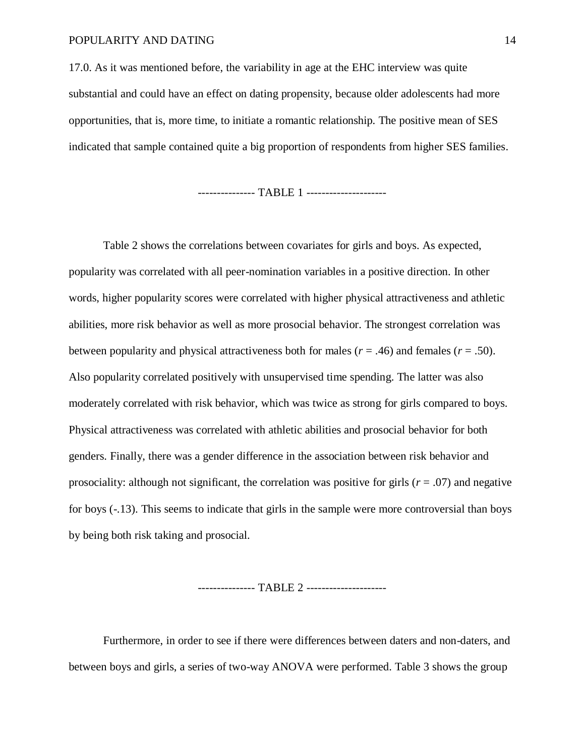17.0. As it was mentioned before, the variability in age at the EHC interview was quite substantial and could have an effect on dating propensity, because older adolescents had more opportunities, that is, more time, to initiate a romantic relationship. The positive mean of SES indicated that sample contained quite a big proportion of respondents from higher SES families.

--------------- TABLE 1 ---------------------

Table 2 shows the correlations between covariates for girls and boys. As expected, popularity was correlated with all peer-nomination variables in a positive direction. In other words, higher popularity scores were correlated with higher physical attractiveness and athletic abilities, more risk behavior as well as more prosocial behavior. The strongest correlation was between popularity and physical attractiveness both for males ($r$ = .46) and females ($r$ = .50). Also popularity correlated positively with unsupervised time spending. The latter was also moderately correlated with risk behavior, which was twice as strong for girls compared to boys. Physical attractiveness was correlated with athletic abilities and prosocial behavior for both genders. Finally, there was a gender difference in the association between risk behavior and prosociality: although not significant, the correlation was positive for girls ($r$ = .07) and negative for boys (-.13). This seems to indicate that girls in the sample were more controversial than boys by being both risk taking and prosocial.

--------------- TABLE 2 ---------------------

Furthermore, in order to see if there were differences between daters and non-daters, and between boys and girls, a series of two-way ANOVA were performed. Table 3 shows the group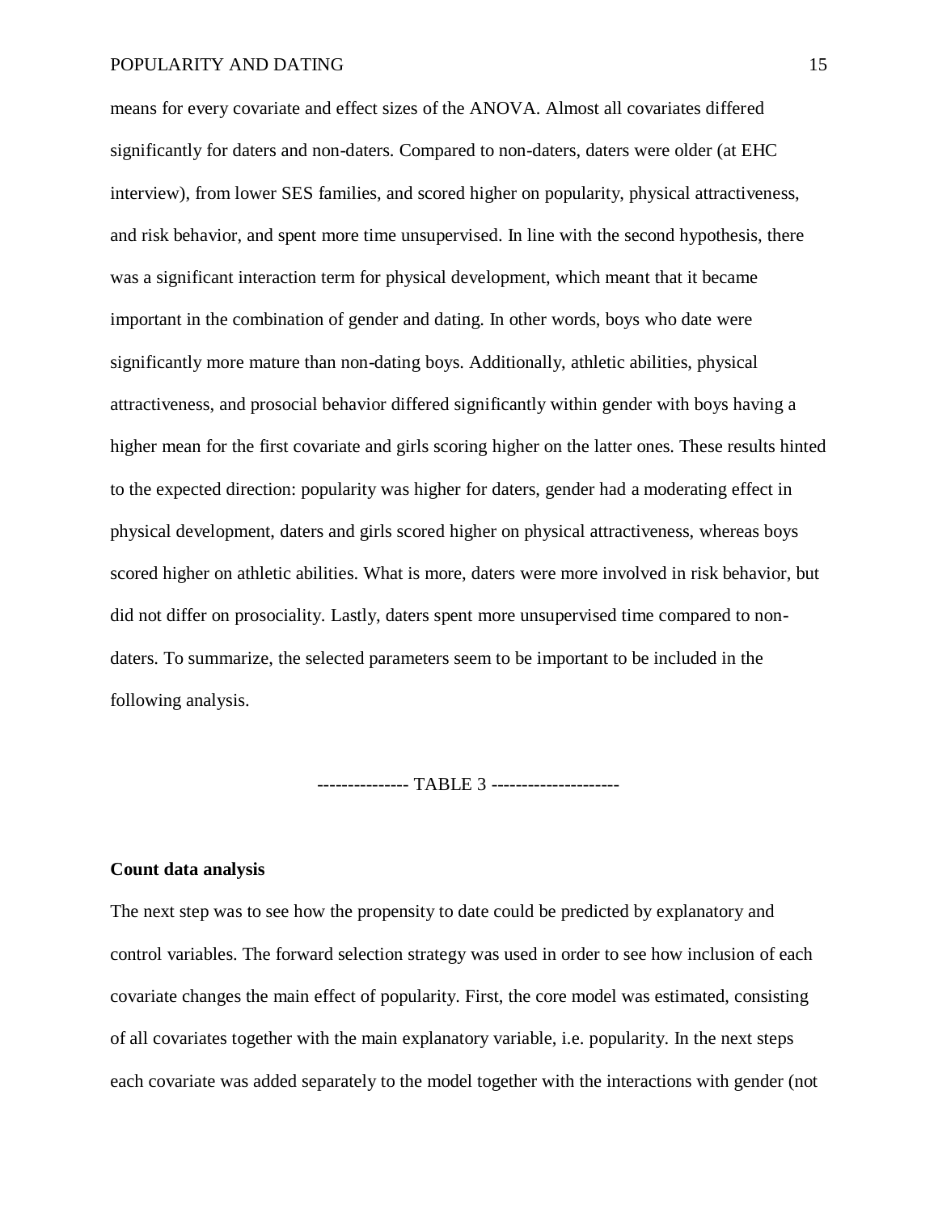means for every covariate and effect sizes of the ANOVA. Almost all covariates differed significantly for daters and non-daters. Compared to non-daters, daters were older (at EHC interview), from lower SES families, and scored higher on popularity, physical attractiveness, and risk behavior, and spent more time unsupervised. In line with the second hypothesis, there was a significant interaction term for physical development, which meant that it became important in the combination of gender and dating. In other words, boys who date were significantly more mature than non-dating boys. Additionally, athletic abilities, physical attractiveness, and prosocial behavior differed significantly within gender with boys having a higher mean for the first covariate and girls scoring higher on the latter ones. These results hinted to the expected direction: popularity was higher for daters, gender had a moderating effect in physical development, daters and girls scored higher on physical attractiveness, whereas boys scored higher on athletic abilities. What is more, daters were more involved in risk behavior, but did not differ on prosociality. Lastly, daters spent more unsupervised time compared to non-daters. To summarize, the selected parameters seem to be important to be included in the following analysis.

--------------- TABLE 3 ---------------------

**Count data analysis**

The next step was to see how the propensity to date could be predicted by explanatory and control variables. The forward selection strategy was used in order to see how inclusion of each covariate changes the main effect of popularity. First, the core model was estimated, consisting of all covariates together with the main explanatory variable, i.e. popularity. In the next steps each covariate was added separately to the model together with the interactions with gender (not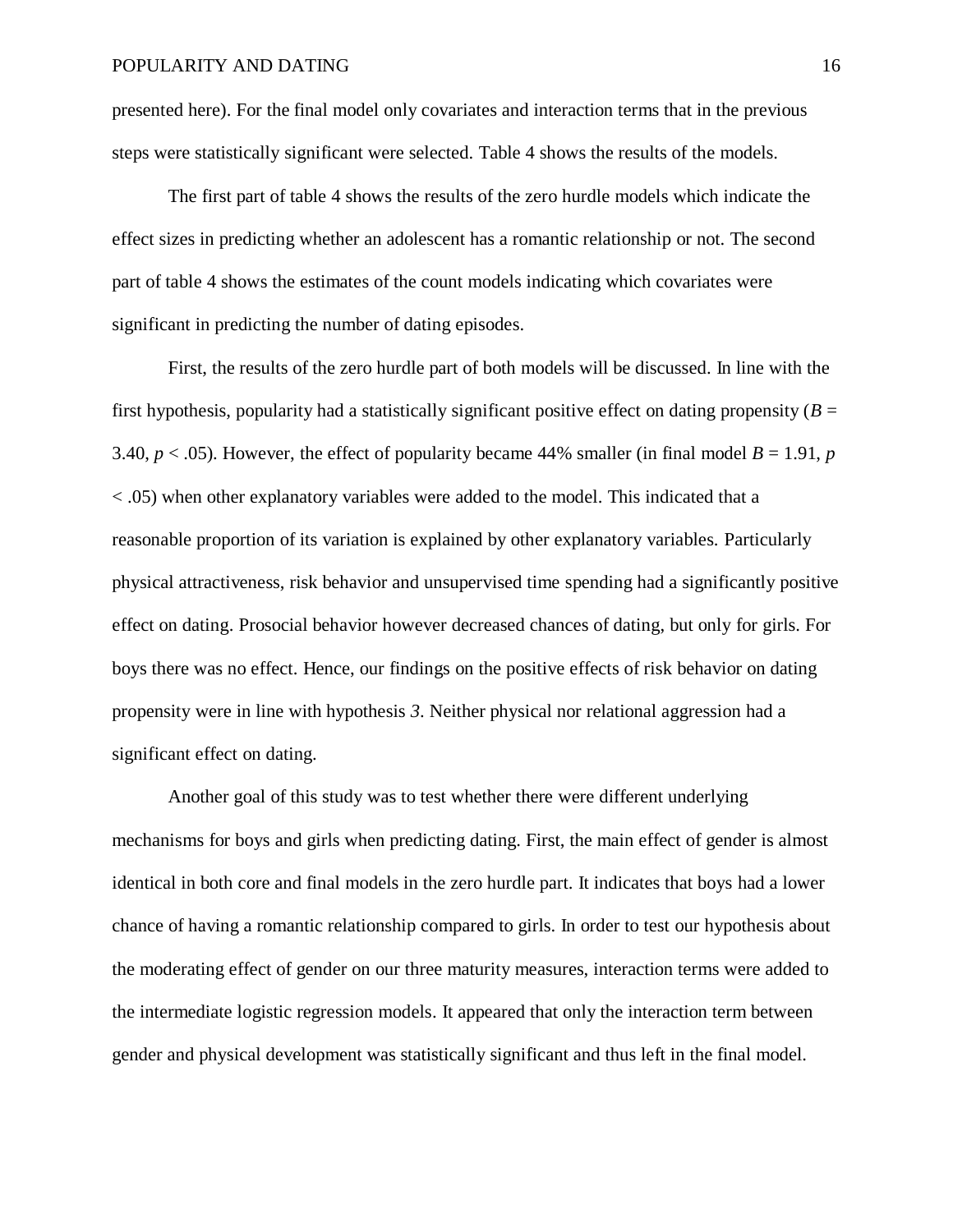presented here). For the final model only covariates and interaction terms that in the previous steps were statistically significant were selected. Table 4 shows the results of the models.

The first part of table 4 shows the results of the zero hurdle models which indicate the effect sizes in predicting whether an adolescent has a romantic relationship or not. The second part of table 4 shows the estimates of the count models indicating which covariates were significant in predicting the number of dating episodes.

First, the results of the zero hurdle part of both models will be discussed. In line with the first hypothesis, popularity had a statistically significant positive effect on dating propensity ($B$ = 3.40, $p < .05$). However, the effect of popularity became 44% smaller (in final model $B$ = 1.91, $p < .05$) when other explanatory variables were added to the model. This indicated that a reasonable proportion of its variation is explained by other explanatory variables. Particularly physical attractiveness, risk behavior and unsupervised time spending had a significantly positive effect on dating. Prosocial behavior however decreased chances of dating, but only for girls. For boys there was no effect. Hence, our findings on the positive effects of risk behavior on dating propensity were in line with hypothesis *3*. Neither physical nor relational aggression had a significant effect on dating.

Another goal of this study was to test whether there were different underlying mechanisms for boys and girls when predicting dating. First, the main effect of gender is almost identical in both core and final models in the zero hurdle part. It indicates that boys had a lower chance of having a romantic relationship compared to girls. In order to test our hypothesis about the moderating effect of gender on our three maturity measures, interaction terms were added to the intermediate logistic regression models. It appeared that only the interaction term between gender and physical development was statistically significant and thus left in the final model.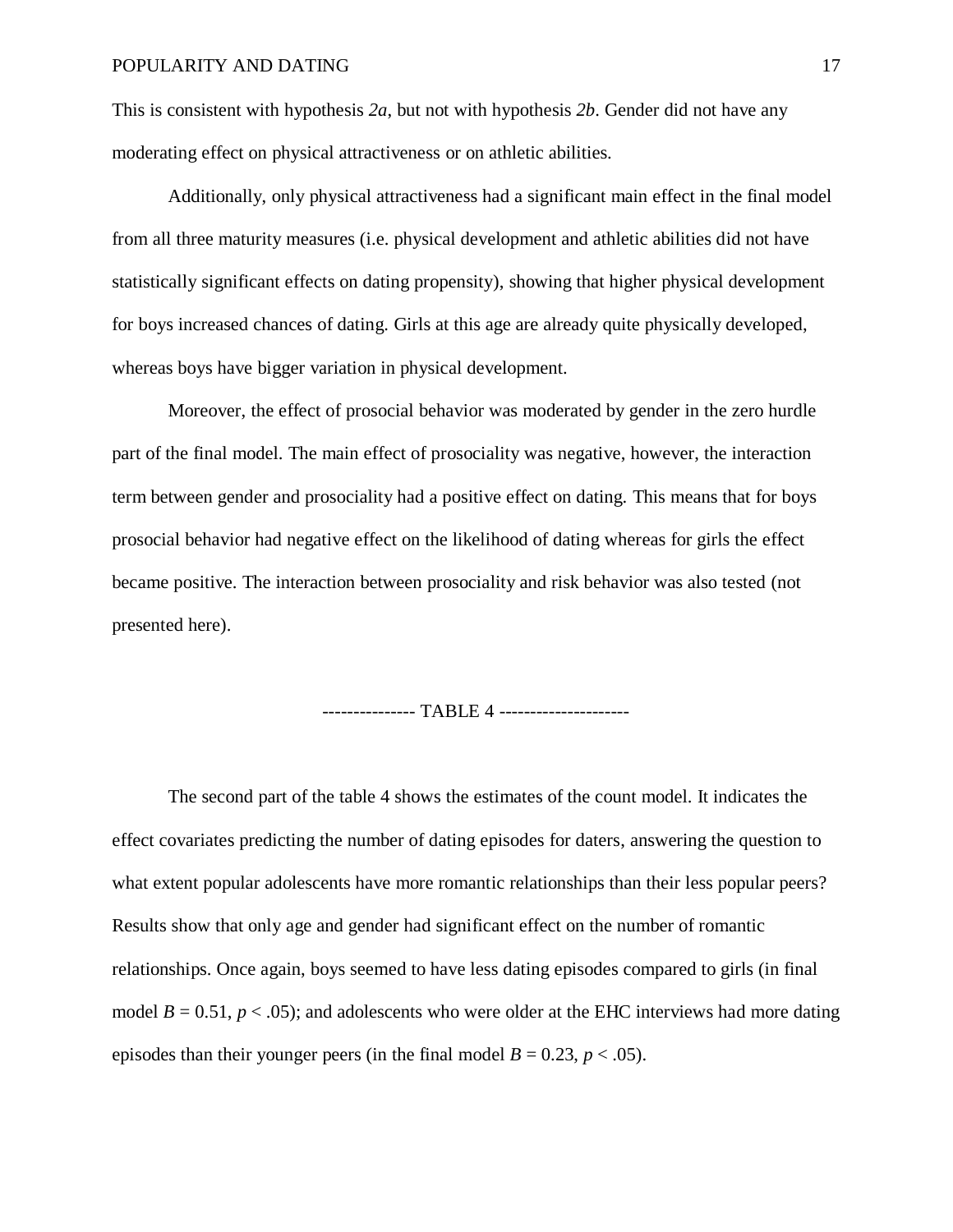This is consistent with hypothesis *2a*, but not with hypothesis *2b*. Gender did not have any moderating effect on physical attractiveness or on athletic abilities.

Additionally, only physical attractiveness had a significant main effect in the final model from all three maturity measures (i.e. physical development and athletic abilities did not have statistically significant effects on dating propensity), showing that higher physical development for boys increased chances of dating. Girls at this age are already quite physically developed, whereas boys have bigger variation in physical development.

Moreover, the effect of prosocial behavior was moderated by gender in the zero hurdle part of the final model. The main effect of prosociality was negative, however, the interaction term between gender and prosociality had a positive effect on dating. This means that for boys prosocial behavior had negative effect on the likelihood of dating whereas for girls the effect became positive. The interaction between prosociality and risk behavior was also tested (not presented here).

--------------- TABLE 4 ---------------------

The second part of the table 4 shows the estimates of the count model. It indicates the effect covariates predicting the number of dating episodes for daters, answering the question to what extent popular adolescents have more romantic relationships than their less popular peers? Results show that only age and gender had significant effect on the number of romantic relationships. Once again, boys seemed to have less dating episodes compared to girls (in final model $B = 0.51$, $p < .05$); and adolescents who were older at the EHC interviews had more dating episodes than their younger peers (in the final model $B = 0.23$, $p < .05$).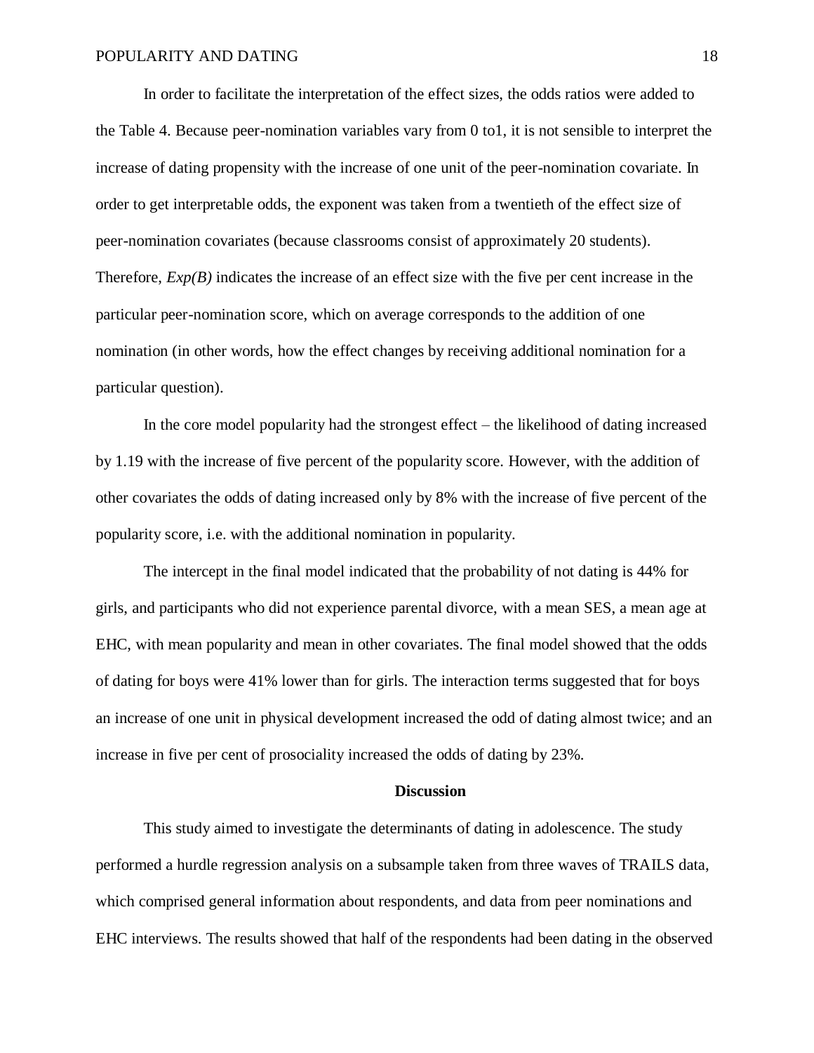In order to facilitate the interpretation of the effect sizes, the odds ratios were added to the Table 4. Because peer-nomination variables vary from 0 to1, it is not sensible to interpret the increase of dating propensity with the increase of one unit of the peer-nomination covariate. In order to get interpretable odds, the exponent was taken from a twentieth of the effect size of peer-nomination covariates (because classrooms consist of approximately 20 students). Therefore, *Exp(B)* indicates the increase of an effect size with the five per cent increase in the particular peer-nomination score, which on average corresponds to the addition of one nomination (in other words, how the effect changes by receiving additional nomination for a particular question).

In the core model popularity had the strongest effect – the likelihood of dating increased by 1.19 with the increase of five percent of the popularity score. However, with the addition of other covariates the odds of dating increased only by 8% with the increase of five percent of the popularity score, i.e. with the additional nomination in popularity.

The intercept in the final model indicated that the probability of not dating is 44% for girls, and participants who did not experience parental divorce, with a mean SES, a mean age at EHC, with mean popularity and mean in other covariates. The final model showed that the odds of dating for boys were 41% lower than for girls. The interaction terms suggested that for boys an increase of one unit in physical development increased the odd of dating almost twice; and an increase in five per cent of prosociality increased the odds of dating by 23%.

## Discussion

This study aimed to investigate the determinants of dating in adolescence. The study performed a hurdle regression analysis on a subsample taken from three waves of TRAILS data, which comprised general information about respondents, and data from peer nominations and EHC interviews. The results showed that half of the respondents had been dating in the observed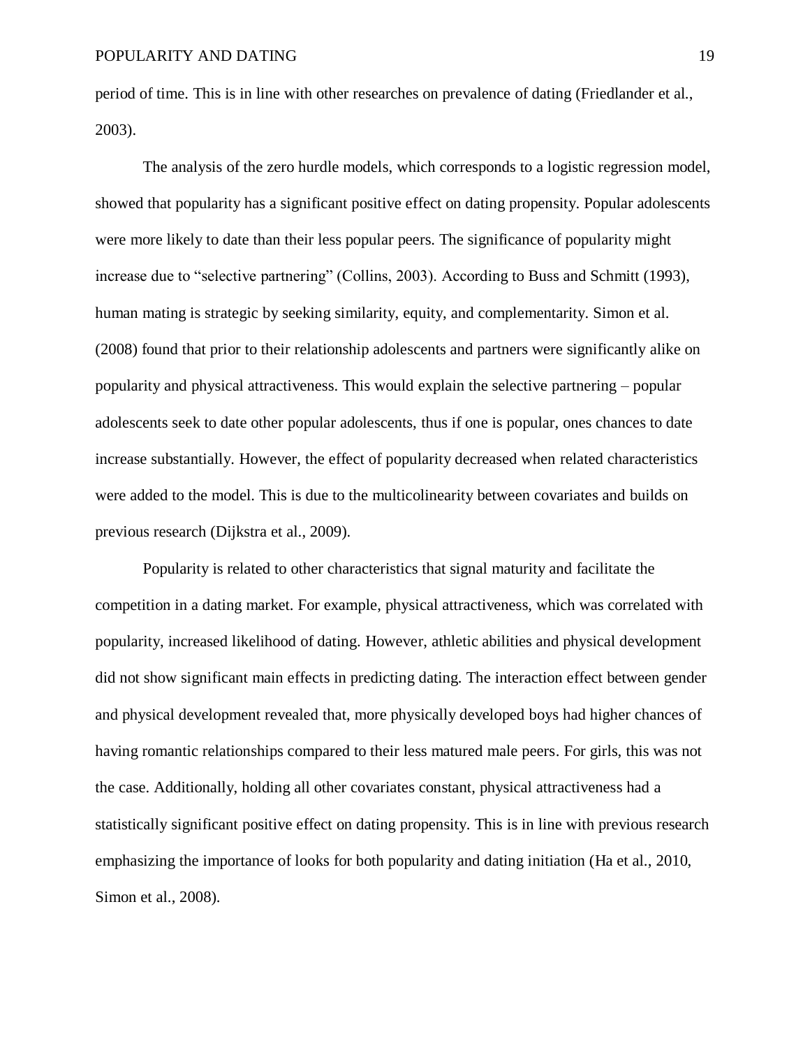period of time. This is in line with other researches on prevalence of dating (Friedlander et al., 2003).

The analysis of the zero hurdle models, which corresponds to a logistic regression model, showed that popularity has a significant positive effect on dating propensity. Popular adolescents were more likely to date than their less popular peers. The significance of popularity might increase due to "selective partnering" (Collins, 2003). According to Buss and Schmitt (1993), human mating is strategic by seeking similarity, equity, and complementarity. Simon et al. (2008) found that prior to their relationship adolescents and partners were significantly alike on popularity and physical attractiveness. This would explain the selective partnering – popular adolescents seek to date other popular adolescents, thus if one is popular, ones chances to date increase substantially. However, the effect of popularity decreased when related characteristics were added to the model. This is due to the multicolinearity between covariates and builds on previous research (Dijkstra et al., 2009).

Popularity is related to other characteristics that signal maturity and facilitate the competition in a dating market. For example, physical attractiveness, which was correlated with popularity, increased likelihood of dating. However, athletic abilities and physical development did not show significant main effects in predicting dating. The interaction effect between gender and physical development revealed that, more physically developed boys had higher chances of having romantic relationships compared to their less matured male peers. For girls, this was not the case. Additionally, holding all other covariates constant, physical attractiveness had a statistically significant positive effect on dating propensity. This is in line with previous research emphasizing the importance of looks for both popularity and dating initiation (Ha et al., 2010, Simon et al., 2008).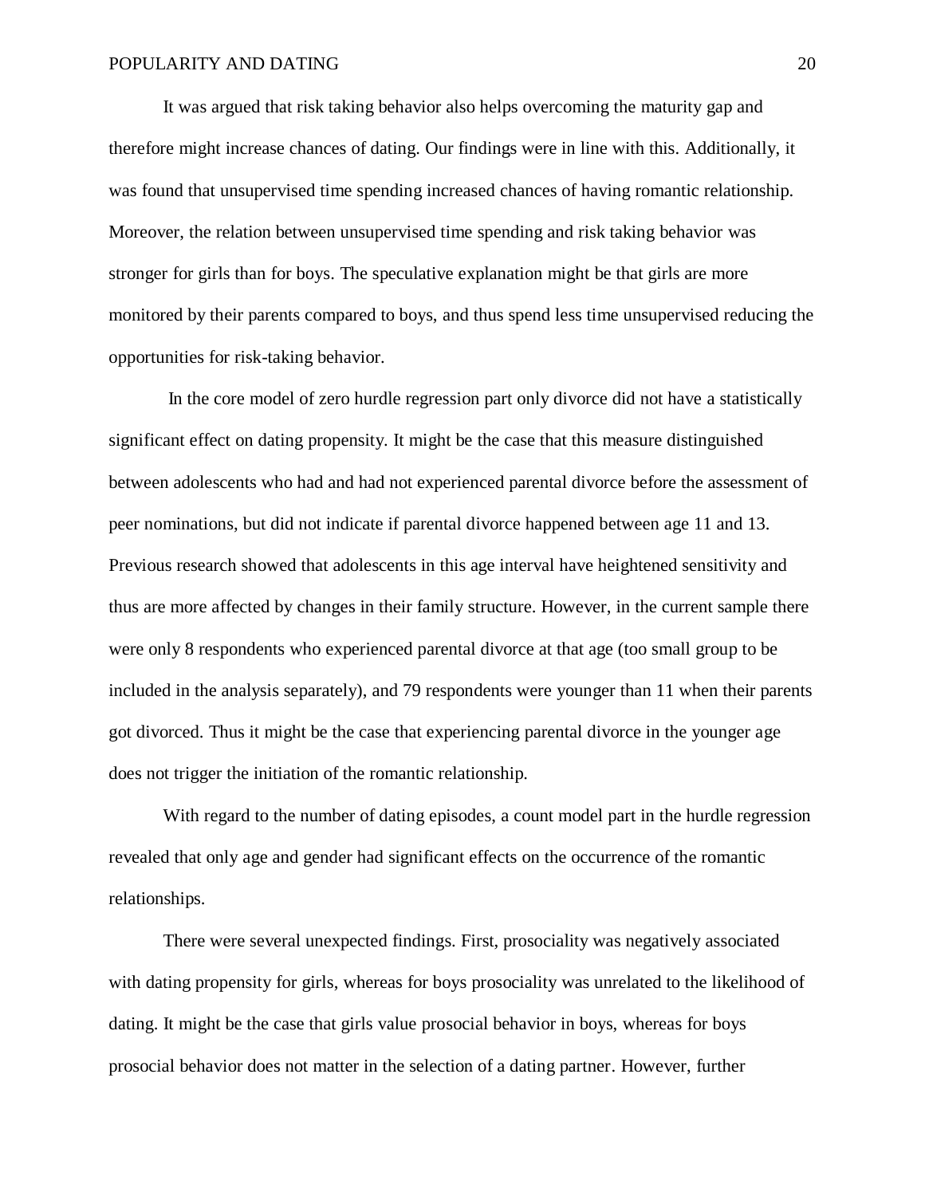It was argued that risk taking behavior also helps overcoming the maturity gap and therefore might increase chances of dating. Our findings were in line with this. Additionally, it was found that unsupervised time spending increased chances of having romantic relationship. Moreover, the relation between unsupervised time spending and risk taking behavior was stronger for girls than for boys. The speculative explanation might be that girls are more monitored by their parents compared to boys, and thus spend less time unsupervised reducing the opportunities for risk-taking behavior.

In the core model of zero hurdle regression part only divorce did not have a statistically significant effect on dating propensity. It might be the case that this measure distinguished between adolescents who had and had not experienced parental divorce before the assessment of peer nominations, but did not indicate if parental divorce happened between age 11 and 13. Previous research showed that adolescents in this age interval have heightened sensitivity and thus are more affected by changes in their family structure. However, in the current sample there were only 8 respondents who experienced parental divorce at that age (too small group to be included in the analysis separately), and 79 respondents were younger than 11 when their parents got divorced. Thus it might be the case that experiencing parental divorce in the younger age does not trigger the initiation of the romantic relationship.

With regard to the number of dating episodes, a count model part in the hurdle regression revealed that only age and gender had significant effects on the occurrence of the romantic relationships.

There were several unexpected findings. First, prosociality was negatively associated with dating propensity for girls, whereas for boys prosociality was unrelated to the likelihood of dating. It might be the case that girls value prosocial behavior in boys, whereas for boys prosocial behavior does not matter in the selection of a dating partner. However, further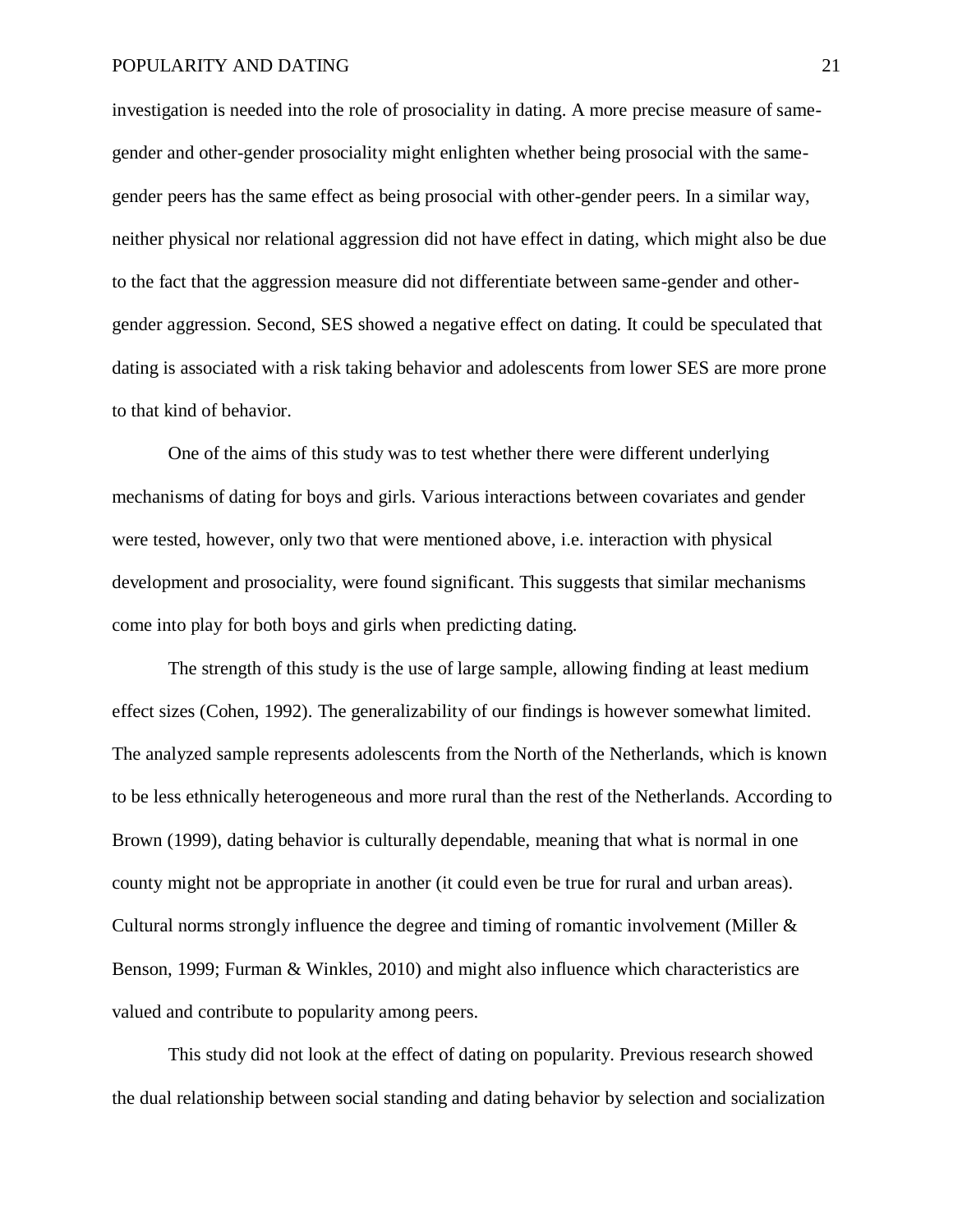investigation is needed into the role of prosociality in dating. A more precise measure of same-gender and other-gender prosociality might enlighten whether being prosocial with the same-gender peers has the same effect as being prosocial with other-gender peers. In a similar way, neither physical nor relational aggression did not have effect in dating, which might also be due to the fact that the aggression measure did not differentiate between same-gender and other-gender aggression. Second, SES showed a negative effect on dating. It could be speculated that dating is associated with a risk taking behavior and adolescents from lower SES are more prone to that kind of behavior.

One of the aims of this study was to test whether there were different underlying mechanisms of dating for boys and girls. Various interactions between covariates and gender were tested, however, only two that were mentioned above, i.e. interaction with physical development and prosociality, were found significant. This suggests that similar mechanisms come into play for both boys and girls when predicting dating.

The strength of this study is the use of large sample, allowing finding at least medium effect sizes (Cohen, 1992). The generalizability of our findings is however somewhat limited. The analyzed sample represents adolescents from the North of the Netherlands, which is known to be less ethnically heterogeneous and more rural than the rest of the Netherlands. According to Brown (1999), dating behavior is culturally dependable, meaning that what is normal in one county might not be appropriate in another (it could even be true for rural and urban areas). Cultural norms strongly influence the degree and timing of romantic involvement (Miller & Benson, 1999; Furman & Winkles, 2010) and might also influence which characteristics are valued and contribute to popularity among peers.

This study did not look at the effect of dating on popularity. Previous research showed the dual relationship between social standing and dating behavior by selection and socialization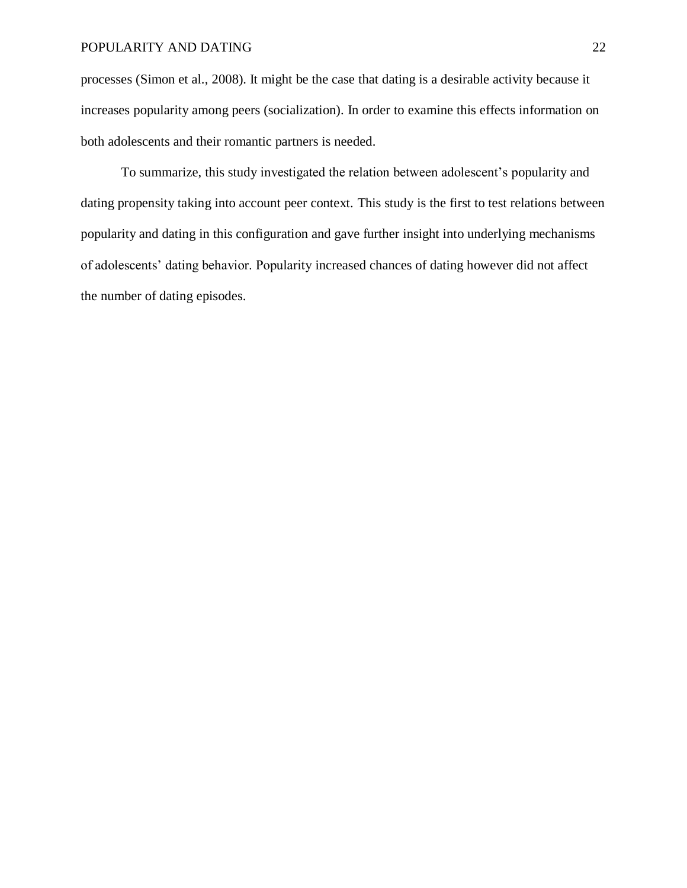processes (Simon et al., 2008). It might be the case that dating is a desirable activity because it increases popularity among peers (socialization). In order to examine this effects information on both adolescents and their romantic partners is needed.

To summarize, this study investigated the relation between adolescent's popularity and dating propensity taking into account peer context. This study is the first to test relations between popularity and dating in this configuration and gave further insight into underlying mechanisms of adolescents' dating behavior. Popularity increased chances of dating however did not affect the number of dating episodes.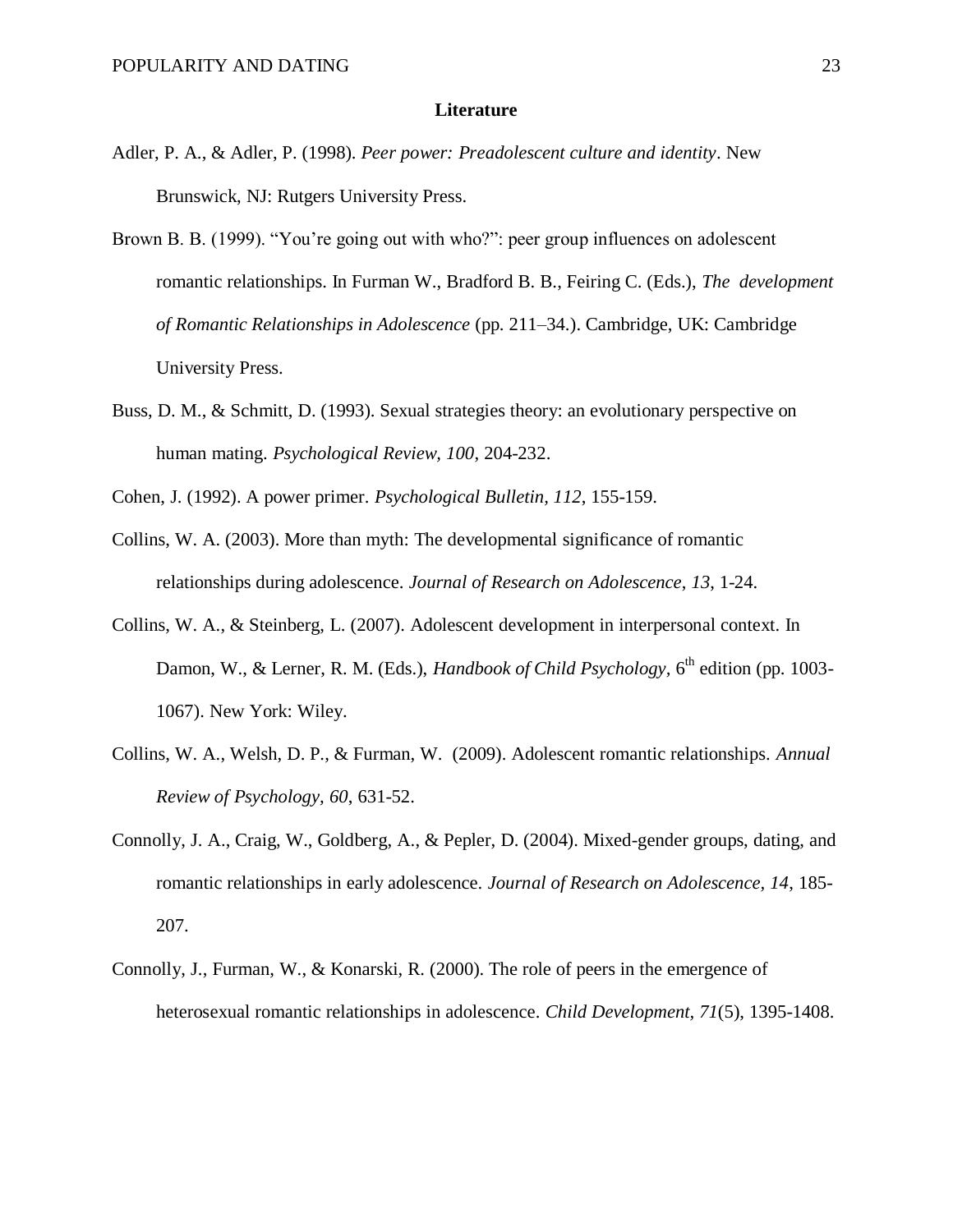## Literature

Adler, P. A., & Adler, P. (1998). *Peer power: Preadolescent culture and identity*. New Brunswick, NJ: Rutgers University Press.

Brown B. B. (1999). "You're going out with who?": peer group influences on adolescent romantic relationships. In Furman W., Bradford B. B., Feiring C. (Eds.), *The development of Romantic Relationships in Adolescence* (pp. 211–34.). Cambridge, UK: Cambridge University Press.

Buss, D. M., & Schmitt, D. (1993). Sexual strategies theory: an evolutionary perspective on human mating. *Psychological Review, 100*, 204-232.

Cohen, J. (1992). A power primer. *Psychological Bulletin, 112*, 155-159.

Collins, W. A. (2003). More than myth: The developmental significance of romantic relationships during adolescence. *Journal of Research on Adolescence*, *13*, 1-24.

Collins, W. A., & Steinberg, L. (2007). Adolescent development in interpersonal context. In Damon, W., & Lerner, R. M. (Eds.), *Handbook of Child Psychology*, 6th edition (pp. 1003-1067). New York: Wiley.

Collins, W. A., Welsh, D. P., & Furman, W. (2009). Adolescent romantic relationships. *Annual Review of Psychology, 60*, 631-52.

Connolly, J. A., Craig, W., Goldberg, A., & Pepler, D. (2004). Mixed-gender groups, dating, and romantic relationships in early adolescence. *Journal of Research on Adolescence, 14*, 185-207.

Connolly, J., Furman, W., & Konarski, R. (2000). The role of peers in the emergence of heterosexual romantic relationships in adolescence. *Child Development, 71*(5), 1395-1408.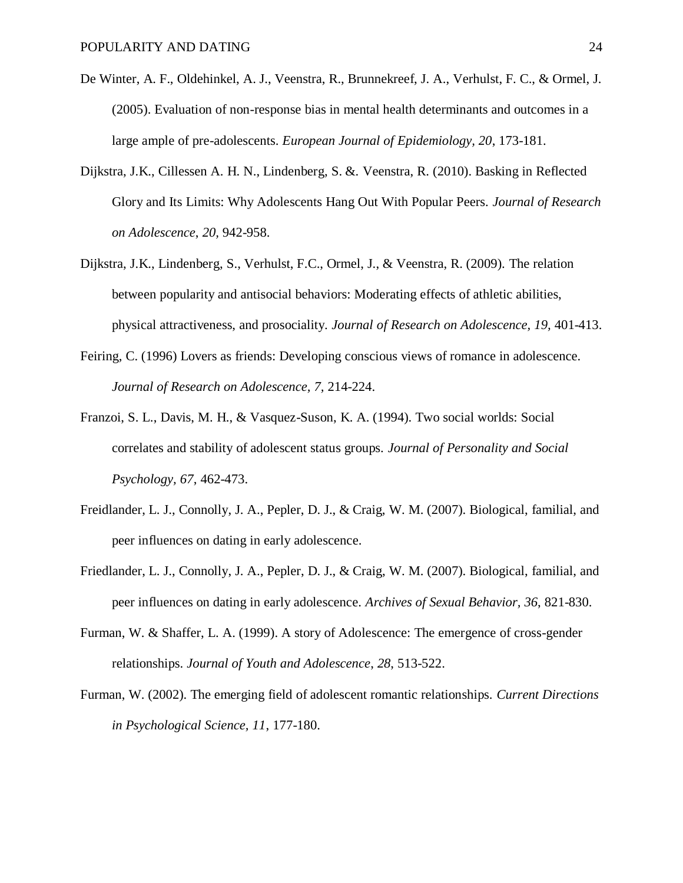De Winter, A. F., Oldehinkel, A. J., Veenstra, R., Brunnekreef, J. A., Verhulst, F. C., & Ormel, J. (2005). Evaluation of non-response bias in mental health determinants and outcomes in a large ample of pre-adolescents. *European Journal of Epidemiology*, *20*, 173-181.

Dijkstra, J.K., Cillessen A. H. N., Lindenberg, S. &. Veenstra, R. (2010). Basking in Reflected Glory and Its Limits: Why Adolescents Hang Out With Popular Peers. *Journal of Research on Adolescence*, *20,* 942-958.

Dijkstra, J.K., Lindenberg, S., Verhulst, F.C., Ormel, J., & Veenstra, R. (2009). The relation between popularity and antisocial behaviors: Moderating effects of athletic abilities, physical attractiveness, and prosociality. *Journal of Research on Adolescence*, *19,* 401-413.

Feiring, C. (1996) Lovers as friends: Developing conscious views of romance in adolescence. *Journal of Research on Adolescence, 7,* 214-224.

Franzoi, S. L., Davis, M. H., & Vasquez-Suson, K. A. (1994). Two social worlds: Social correlates and stability of adolescent status groups. *Journal of Personality and Social Psychology*, *67*, 462-473.

Freidlander, L. J., Connolly, J. A., Pepler, D. J., & Craig, W. M. (2007). Biological, familial, and peer influences on dating in early adolescence.

Friedlander, L. J., Connolly, J. A., Pepler, D. J., & Craig, W. M. (2007). Biological, familial, and peer influences on dating in early adolescence. *Archives of Sexual Behavior*, *36*, 821-830.

Furman, W. & Shaffer, L. A. (1999). A story of Adolescence: The emergence of cross-gender relationships. *Journal of Youth and Adolescence*, *28*, 513-522.

Furman, W. (2002). The emerging field of adolescent romantic relationships. *Current Directions in Psychological Science*, *11*, 177-180.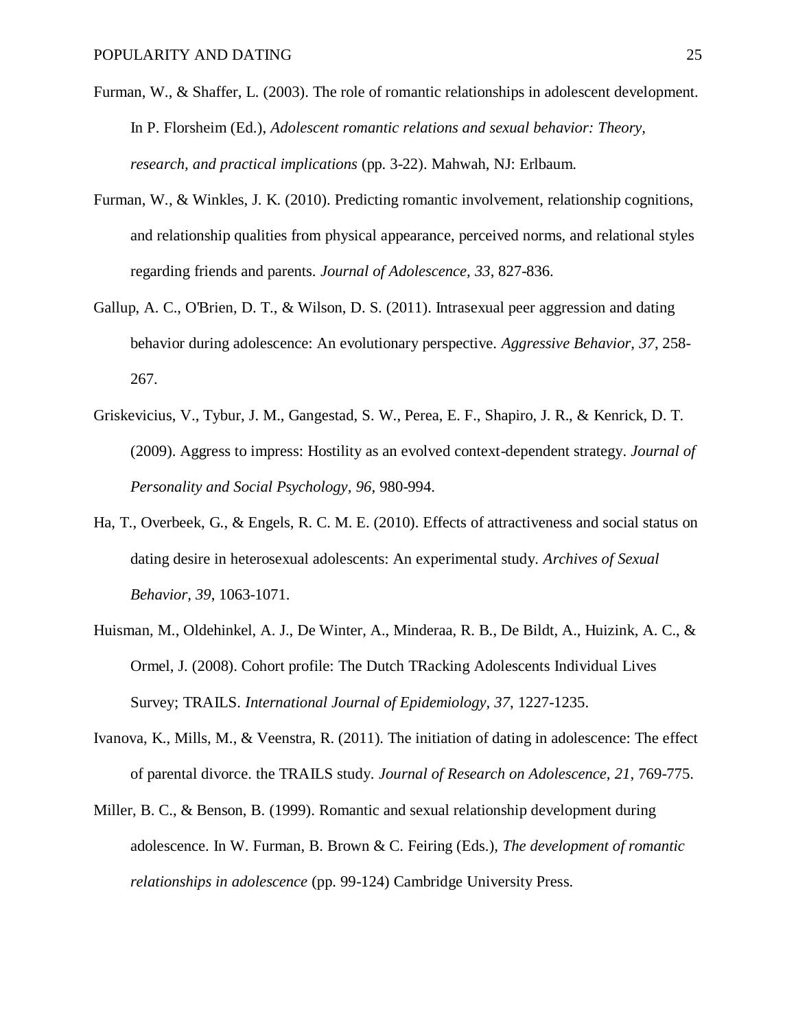Furman, W., & Shaffer, L. (2003). The role of romantic relationships in adolescent development. In P. Florsheim (Ed.), *Adolescent romantic relations and sexual behavior: Theory, research, and practical implications* (pp. 3-22). Mahwah, NJ: Erlbaum.

Furman, W., & Winkles, J. K. (2010). Predicting romantic involvement, relationship cognitions, and relationship qualities from physical appearance, perceived norms, and relational styles regarding friends and parents. *Journal of Adolescence, 33*, 827-836.

Gallup, A. C., O'Brien, D. T., & Wilson, D. S. (2011). Intrasexual peer aggression and dating behavior during adolescence: An evolutionary perspective. *Aggressive Behavior, 37*, 258-267.

Griskevicius, V., Tybur, J. M., Gangestad, S. W., Perea, E. F., Shapiro, J. R., & Kenrick, D. T. (2009). Aggress to impress: Hostility as an evolved context-dependent strategy. *Journal of Personality and Social Psychology, 96*, 980-994.

Ha, T., Overbeek, G., & Engels, R. C. M. E. (2010). Effects of attractiveness and social status on dating desire in heterosexual adolescents: An experimental study. *Archives of Sexual Behavior, 39*, 1063-1071.

Huisman, M., Oldehinkel, A. J., De Winter, A., Minderaa, R. B., De Bildt, A., Huizink, A. C., & Ormel, J. (2008). Cohort profile: The Dutch TRacking Adolescents Individual Lives Survey; TRAILS. *International Journal of Epidemiology, 37*, 1227-1235.

Ivanova, K., Mills, M., & Veenstra, R. (2011). The initiation of dating in adolescence: The effect of parental divorce. the TRAILS study. *Journal of Research on Adolescence, 21*, 769-775.

Miller, B. C., & Benson, B. (1999). Romantic and sexual relationship development during adolescence. In W. Furman, B. Brown & C. Feiring (Eds.), *The development of romantic relationships in adolescence* (pp. 99-124) Cambridge University Press.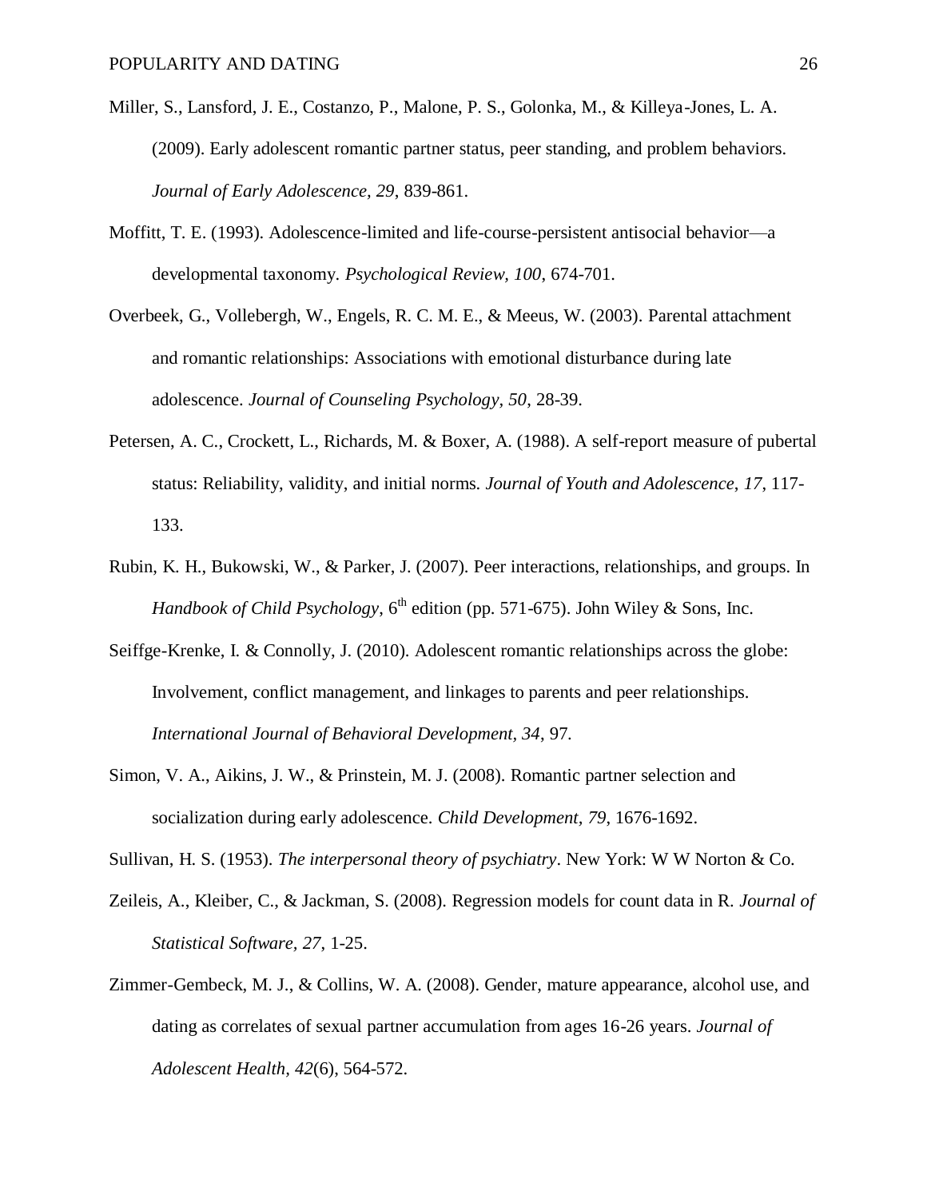Miller, S., Lansford, J. E., Costanzo, P., Malone, P. S., Golonka, M., & Killeya-Jones, L. A. (2009). Early adolescent romantic partner status, peer standing, and problem behaviors. *Journal of Early Adolescence, 29*, 839-861.

Moffitt, T. E. (1993). Adolescence-limited and life-course-persistent antisocial behavior—a developmental taxonomy. *Psychological Review, 100*, 674-701.

Overbeek, G., Vollebergh, W., Engels, R. C. M. E., & Meeus, W. (2003). Parental attachment and romantic relationships: Associations with emotional disturbance during late adolescence. *Journal of Counseling Psychology, 50*, 28-39.

Petersen, A. C., Crockett, L., Richards, M. & Boxer, A. (1988). A self-report measure of pubertal status: Reliability, validity, and initial norms. *Journal of Youth and Adolescence*, *17*, 117-133.

Rubin, K. H., Bukowski, W., & Parker, J. (2007). Peer interactions, relationships, and groups. In *Handbook of Child Psychology*, 6th edition (pp. 571-675). John Wiley & Sons, Inc.

Seiffge-Krenke, I. & Connolly, J. (2010). Adolescent romantic relationships across the globe: Involvement, conflict management, and linkages to parents and peer relationships. *International Journal of Behavioral Development, 34*, 97.

Simon, V. A., Aikins, J. W., & Prinstein, M. J. (2008). Romantic partner selection and socialization during early adolescence. *Child Development, 79*, 1676-1692.

Sullivan, H. S. (1953). *The interpersonal theory of psychiatry*. New York: W W Norton & Co.

Zeileis, A., Kleiber, C., & Jackman, S. (2008). Regression models for count data in R. *Journal of Statistical Software, 27*, 1-25.

Zimmer-Gembeck, M. J., & Collins, W. A. (2008). Gender, mature appearance, alcohol use, and dating as correlates of sexual partner accumulation from ages 16-26 years. *Journal of Adolescent Health, 42*(6), 564-572.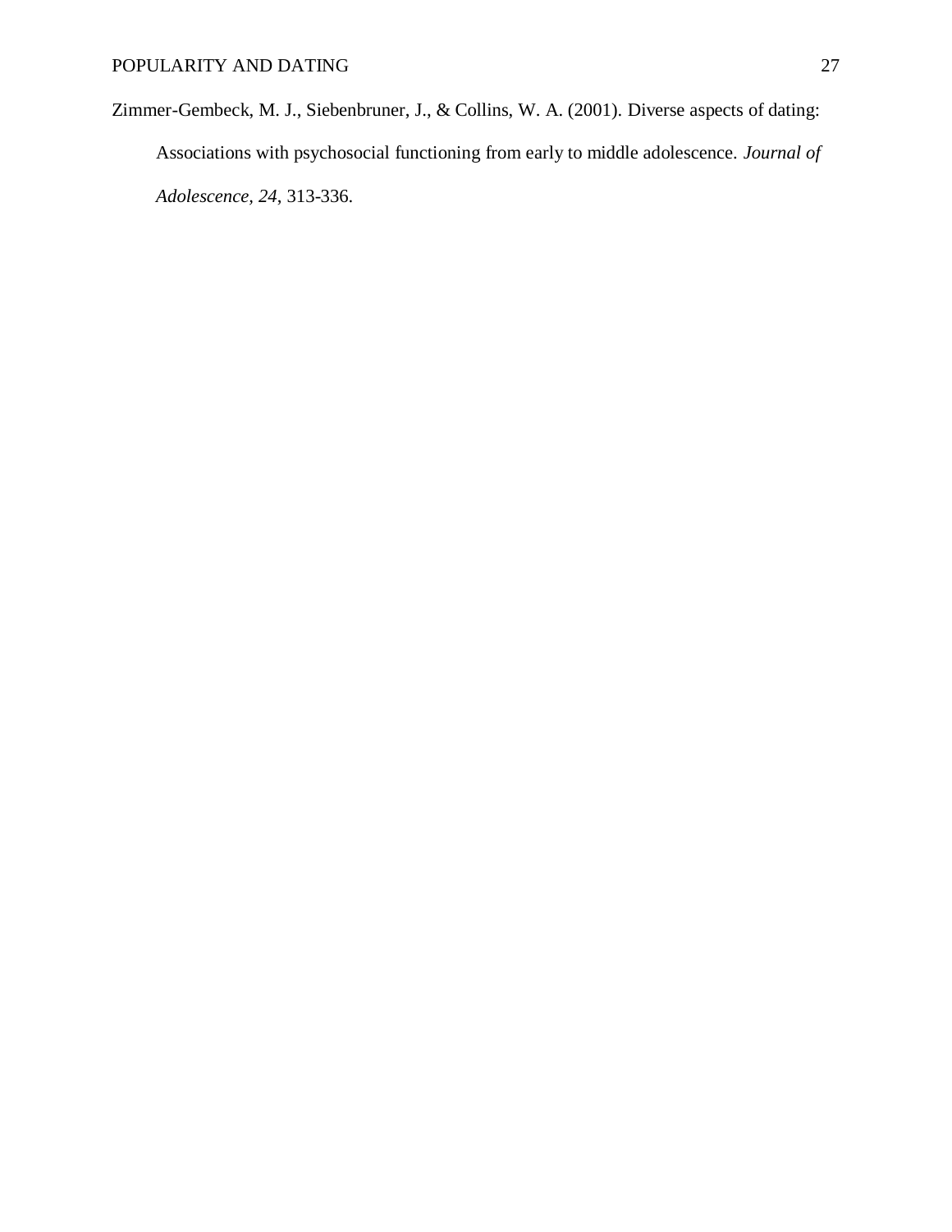Zimmer-Gembeck, M. J., Siebenbruner, J., & Collins, W. A. (2001). Diverse aspects of dating: Associations with psychosocial functioning from early to middle adolescence. *Journal of Adolescence*, *24*, 313-336.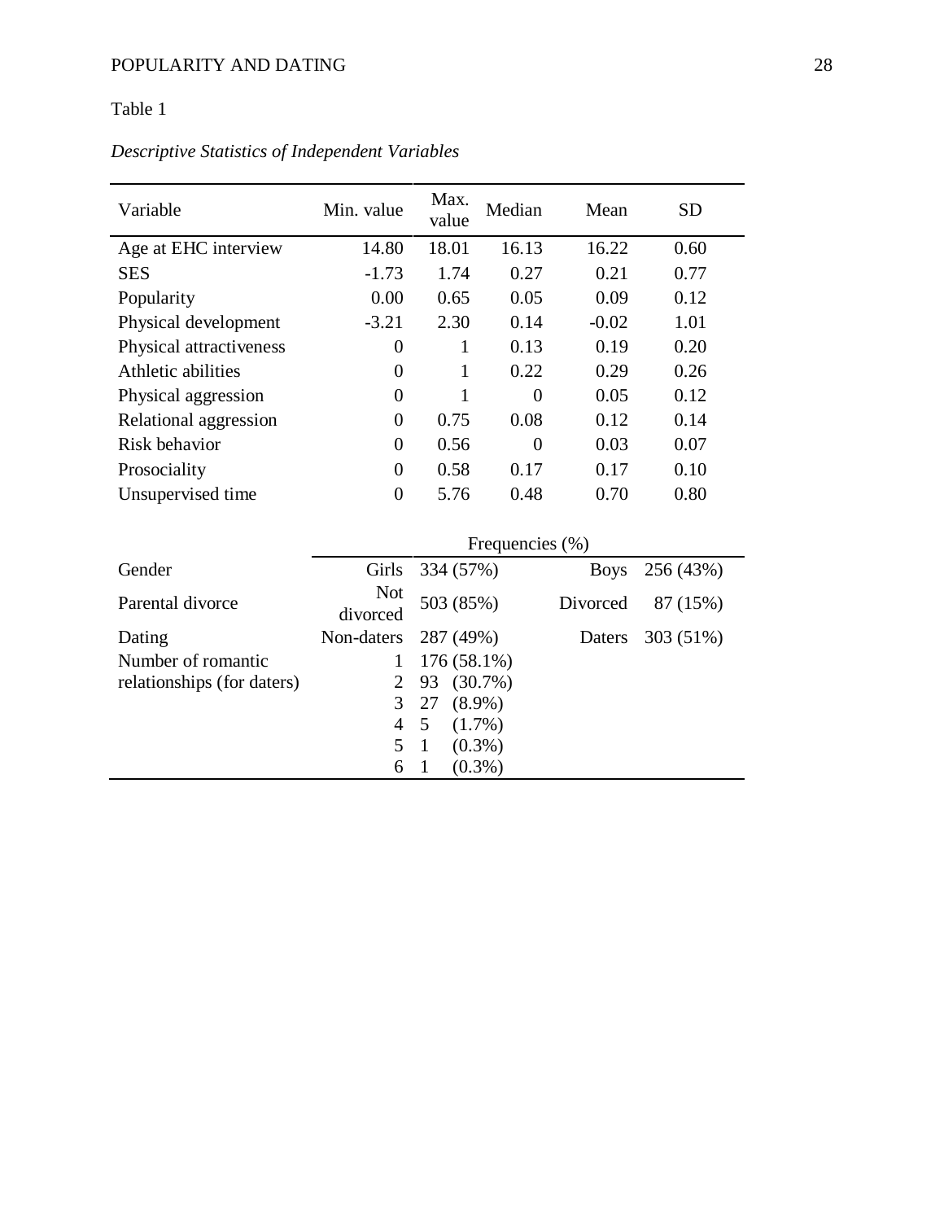Table 1

*Descriptive Statistics of Independent Variables*

| Variable | Min. value | Max. value | Median | Mean | SD |
|---|---|---|---|---|---|
| Age at EHC interview | 14.80 | 18.01 | 16.13 | 16.22 | 0.60 |
| SES | -1.73 | 1.74 | 0.27 | 0.21 | 0.77 |
| Popularity | 0.00 | 0.65 | 0.05 | 0.09 | 0.12 |
| Physical development | -3.21 | 2.30 | 0.14 | -0.02 | 1.01 |
| Physical attractiveness | 0 | 1 | 0.13 | 0.19 | 0.20 |
| Athletic abilities | 0 | 1 | 0.22 | 0.29 | 0.26 |
| Physical aggression | 0 | 1 | 0 | 0.05 | 0.12 |
| Relational aggression | 0 | 0.75 | 0.08 | 0.12 | 0.14 |
| Risk behavior | 0 | 0.56 | 0 | 0.03 | 0.07 |
| Prosociality | 0 | 0.58 | 0.17 | 0.17 | 0.10 |
| Unsupervised time | 0 | 5.76 | 0.48 | 0.70 | 0.80 |
| | | Frequencies (%) | | | |
| Gender | Girls | 334 (57%) | | Boys | 256 (43%) |
| Parental divorce | Not divorced | 503 (85%) | | Divorced | 87 (15%) |
| Dating | Non-daters | 287 (49%) | | Daters | 303 (51%) |
| Number of romantic relationships (for daters) | 1 | 176 (58.1%) | | | |
| | 2 | 93 (30.7%) | | | |
| | 3 | 27 (8.9%) | | | |
| | 4 | 5 (1.7%) | | | |
| | 5 | 1 (0.3%) | | | |
| | 6 | 1 (0.3%) | | | |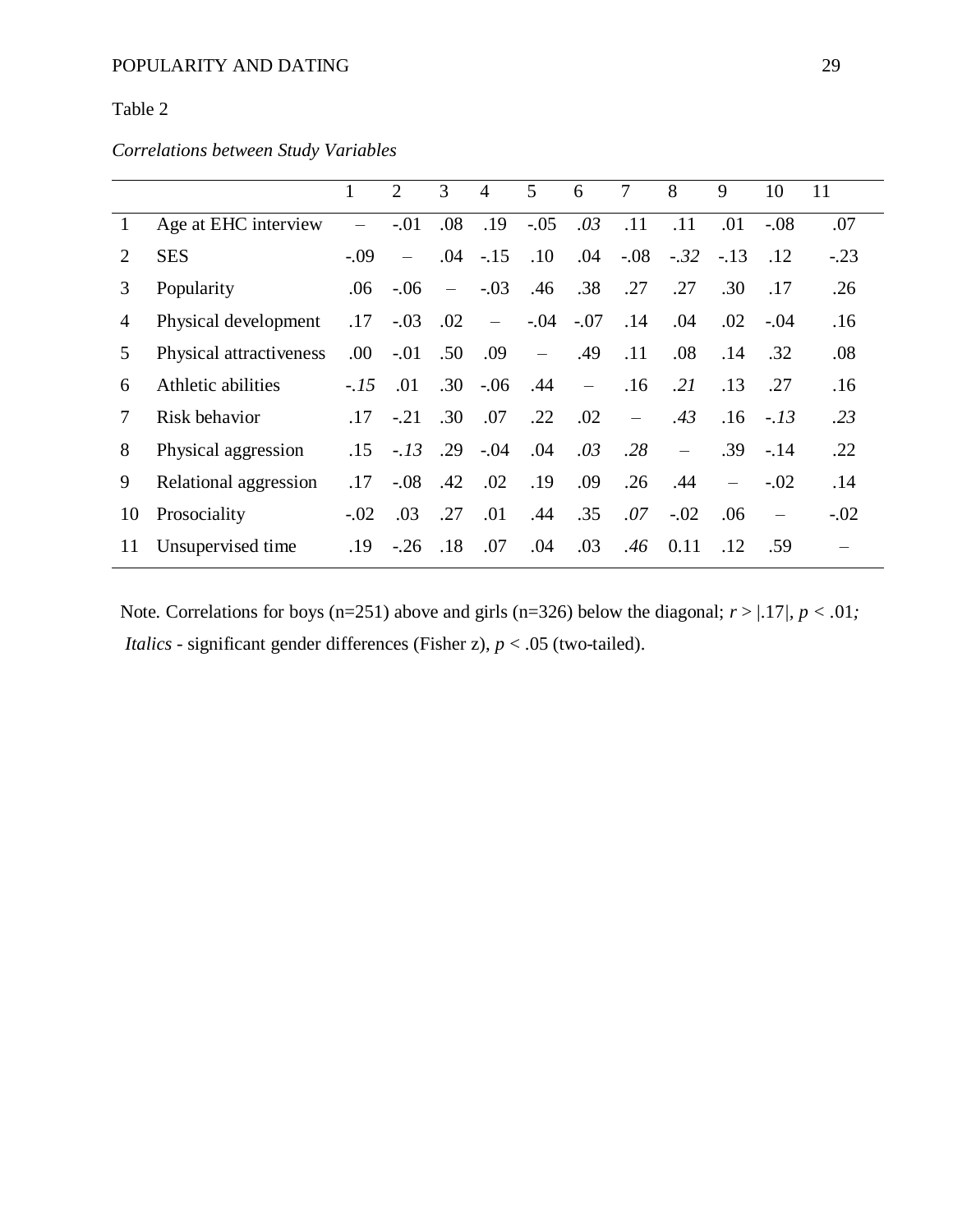Table 2

*Correlations between Study Variables*

| | | 1 | 2 | 3 | 4 | 5 | 6 | 7 | 8 | 9 | 10 | 11 |
|---|---|---|---|---|---|---|---|---|---|---|---|---|
| 1 | Age at EHC interview | – | -.01 | .08 | .19 | -.05 | *.03* | .11 | .11 | .01 | -.08 | .07 |
| 2 | SES | -.09 | – | .04 | -.15 | .10 | .04 | -.08 | *-.32* | -.13 | .12 | -.23 |
| 3 | Popularity | .06 | -.06 | – | -.03 | .46 | .38 | .27 | .27 | .30 | .17 | .26 |
| 4 | Physical development | .17 | -.03 | .02 | – | -.04 | -.07 | .14 | .04 | .02 | -.04 | .16 |
| 5 | Physical attractiveness | .00 | -.01 | .50 | .09 | – | .49 | .11 | .08 | .14 | .32 | .08 |
| 6 | Athletic abilities | *-.15* | .01 | .30 | -.06 | .44 | – | .16 | *.21* | .13 | .27 | .16 |
| 7 | Risk behavior | .17 | -.21 | .30 | .07 | .22 | .02 | – | *.43* | .16 | *-.13* | *.23* |
| 8 | Physical aggression | .15 | *-.13* | .29 | -.04 | .04 | *.03* | *.28* | – | .39 | -.14 | .22 |
| 9 | Relational aggression | .17 | -.08 | .42 | .02 | .19 | .09 | .26 | .44 | – | -.02 | .14 |
| 10 | Prosociality | -.02 | .03 | .27 | .01 | .44 | .35 | *.07* | -.02 | .06 | – | -.02 |
| 11 | Unsupervised time | .19 | -.26 | .18 | .07 | .04 | .03 | *.46* | 0.11 | .12 | .59 | – |

Note. Correlations for boys (n=251) above and girls (n=326) below the diagonal; $r > |.17|$, $p < .01$; *Italics* - significant gender differences (Fisher z), $p < .05$ (two-tailed).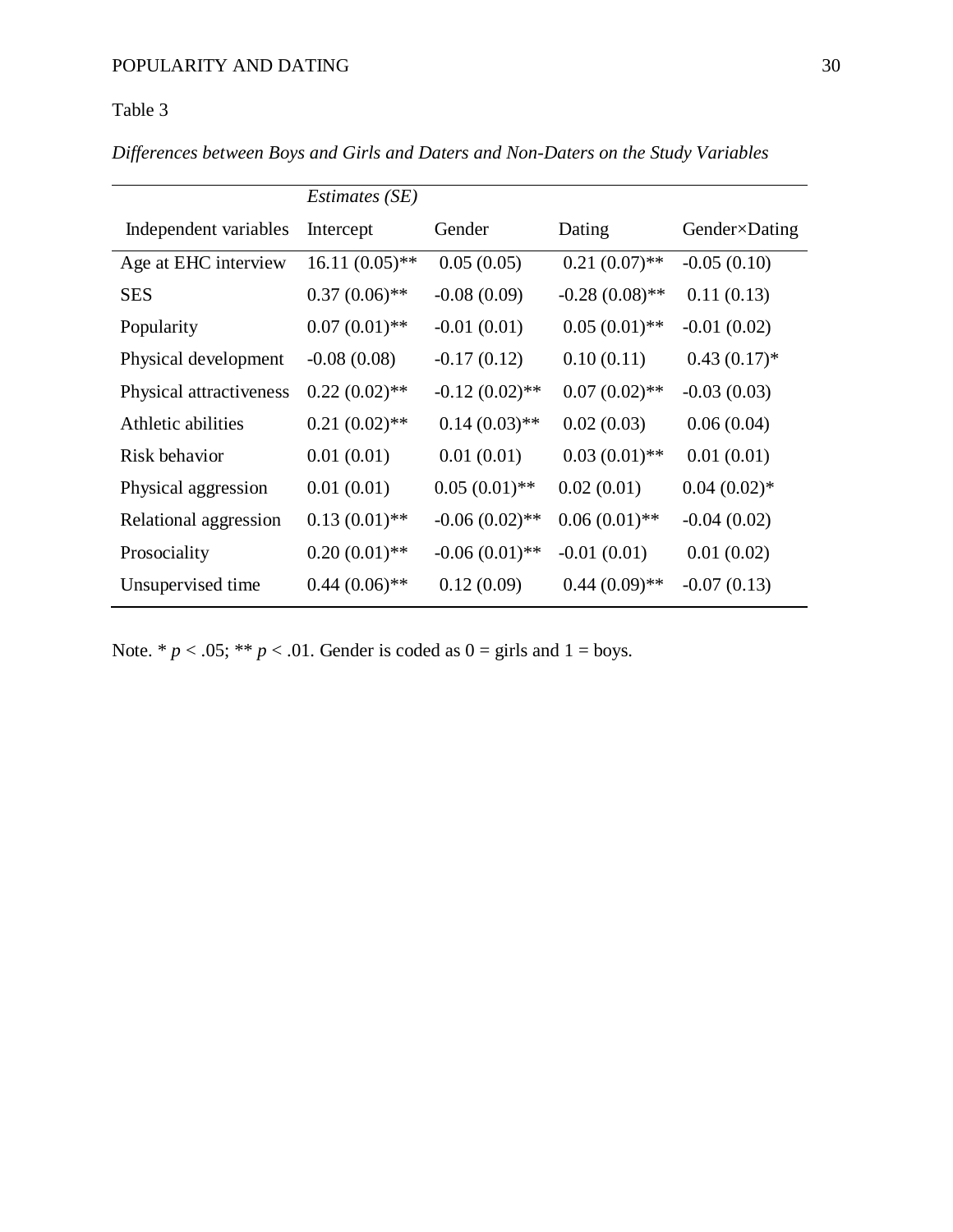Table 3

*Differences between Boys and Girls and Daters and Non-Daters on the Study Variables*

| | *Estimates (SE)* | | | |
|---|---|---|---|---|
| Independent variables | Intercept | Gender | Dating | Gender×Dating |
| Age at EHC interview | 16.11 (0.05)** | 0.05 (0.05) | 0.21 (0.07)** | -0.05 (0.10) |
| SES | 0.37 (0.06)** | -0.08 (0.09) | -0.28 (0.08)** | 0.11 (0.13) |
| Popularity | 0.07 (0.01)** | -0.01 (0.01) | 0.05 (0.01)** | -0.01 (0.02) |
| Physical development | -0.08 (0.08) | -0.17 (0.12) | 0.10 (0.11) | 0.43 (0.17)* |
| Physical attractiveness | 0.22 (0.02)** | -0.12 (0.02)** | 0.07 (0.02)** | -0.03 (0.03) |
| Athletic abilities | 0.21 (0.02)** | 0.14 (0.03)** | 0.02 (0.03) | 0.06 (0.04) |
| Risk behavior | 0.01 (0.01) | 0.01 (0.01) | 0.03 (0.01)** | 0.01 (0.01) |
| Physical aggression | 0.01 (0.01) | 0.05 (0.01)** | 0.02 (0.01) | 0.04 (0.02)* |
| Relational aggression | 0.13 (0.01)** | -0.06 (0.02)** | 0.06 (0.01)** | -0.04 (0.02) |
| Prosociality | 0.20 (0.01)** | -0.06 (0.01)** | -0.01 (0.01) | 0.01 (0.02) |
| Unsupervised time | 0.44 (0.06)** | 0.12 (0.09) | 0.44 (0.09)** | -0.07 (0.13) |

Note. * $p < .05$; ** $p < .01$. Gender is coded as 0 = girls and 1 = boys.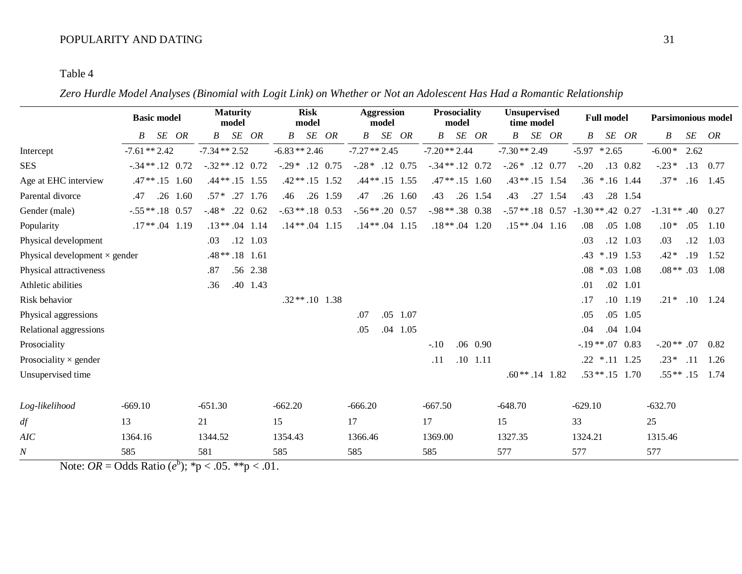Table 4

*Zero Hurdle Model Analyses (Binomial with Logit Link) on Whether or Not an Adolescent Has Had a Romantic Relationship*

| | Basic model | | | Maturity model | | | Risk model | | | Aggression model | | | Prosociality model | | | Unsupervised time model | | | Full model | | | Parsimonious model | | |
|---|---|---|---|---|---|---|---|---|---|---|---|---|---|---|---|---|---|---|---|---|---|---|---|---|
| | *B* | *SE* | *OR* | *B* | *SE* | *OR* | *B* | *SE* | *OR* | *B* | *SE* | *OR* | *B* | *SE* | *OR* | *B* | *SE* | *OR* | *B* | *SE* | *OR* | *B* | *SE* | *OR* |
| Intercept | -7.61** | 2.42 | | -7.34** | 2.52 | | -6.83** | 2.46 | | -7.27** | 2.45 | | -7.20** | 2.44 | | -7.30** | 2.49 | | -5.97* | 2.65 | | -6.00* | 2.62 | |
| SES | -.34** | .12 | 0.72 | -.32** | .12 | 0.72 | -.29* | .12 | 0.75 | -.28* | .12 | 0.75 | -.34** | .12 | 0.72 | -.26* | .12 | 0.77 | -.20 | .13 | 0.82 | -.23* | .13 | 0.77 |
| Age at EHC interview | .47** | .15 | 1.60 | .44** | .15 | 1.55 | .42** | .15 | 1.52 | .44** | .15 | 1.55 | .47** | .15 | 1.60 | .43** | .15 | 1.54 | .36* | .16 | 1.44 | .37* | .16 | 1.45 |
| Parental divorce | .47 | .26 | 1.60 | .57* | .27 | 1.76 | .46 | .26 | 1.59 | .47 | .26 | 1.60 | .43 | .26 | 1.54 | .43 | .27 | 1.54 | .43 | .28 | 1.54 | | | |
| Gender (male) | -.55** | .18 | 0.57 | -.48* | .22 | 0.62 | -.63** | .18 | 0.53 | -.56** | .20 | 0.57 | -.98** | .38 | 0.38 | -.57** | .18 | 0.57 | -1.30** | .42 | 0.27 | -1.31** | .40 | 0.27 |
| Popularity | .17** | .04 | 1.19 | .13** | .04 | 1.14 | .14** | .04 | 1.15 | .14** | .04 | 1.15 | .18** | .04 | 1.20 | .15** | .04 | 1.16 | .08 | .05 | 1.08 | .10* | .05 | 1.10 |
| Physical development | | | | .03 | .12 | 1.03 | | | | | | | | | | | | | .03 | .12 | 1.03 | .03 | .12 | 1.03 |
| Physical development × gender | | | | .48** | .18 | 1.61 | | | | | | | | | | | | | .43* | .19 | 1.53 | .42* | .19 | 1.52 |
| Physical attractiveness | | | | .87 | .56 | 2.38 | | | | | | | | | | | | | .08* | .03 | 1.08 | .08** | .03 | 1.08 |
| Athletic abilities | | | | .36 | .40 | 1.43 | | | | | | | | | | | | | .01 | .02 | 1.01 | | | |
| Risk behavior | | | | | | | .32** | .10 | 1.38 | | | | | | | | | | .17 | .10 | 1.19 | .21* | .10 | 1.24 |
| Physical aggressions | | | | | | | | | | .07 | .05 | 1.07 | | | | | | | .05 | .05 | 1.05 | | | |
| Relational aggressions | | | | | | | | | | .05 | .04 | 1.05 | | | | | | | .04 | .04 | 1.04 | | | |
| Prosociality | | | | | | | | | | | | | -.10 | .06 | 0.90 | | | | -.19** | .07 | 0.83 | -.20** | .07 | 0.82 |
| Prosociality × gender | | | | | | | | | | | | | .11 | .10 | 1.11 | | | | .22* | .11 | 1.25 | .23* | .11 | 1.26 |
| Unsupervised time | | | | | | | | | | | | | | | | .60** | .14 | 1.82 | .53** | .15 | 1.70 | .55** | .15 | 1.74 |
| *Log-likelihood* | -669.10 | | | -651.30 | | | -662.20 | | | -666.20 | | | -667.50 | | | -648.70 | | | -629.10 | | | -632.70 | | |
| *df* | 13 | | | 21 | | | 15 | | | 17 | | | 17 | | | 15 | | | 33 | | | 25 | | |
| *AIC* | 1364.16 | | | 1344.52 | | | 1354.43 | | | 1366.46 | | | 1369.00 | | | 1327.35 | | | 1324.21 | | | 1315.46 | | |
| *N* | 585 | | | 581 | | | 585 | | | 585 | | | 585 | | | 577 | | | 577 | | | 577 | | |

Note: *OR* = Odds Ratio ($e^b$); *p < .05. **p < .01.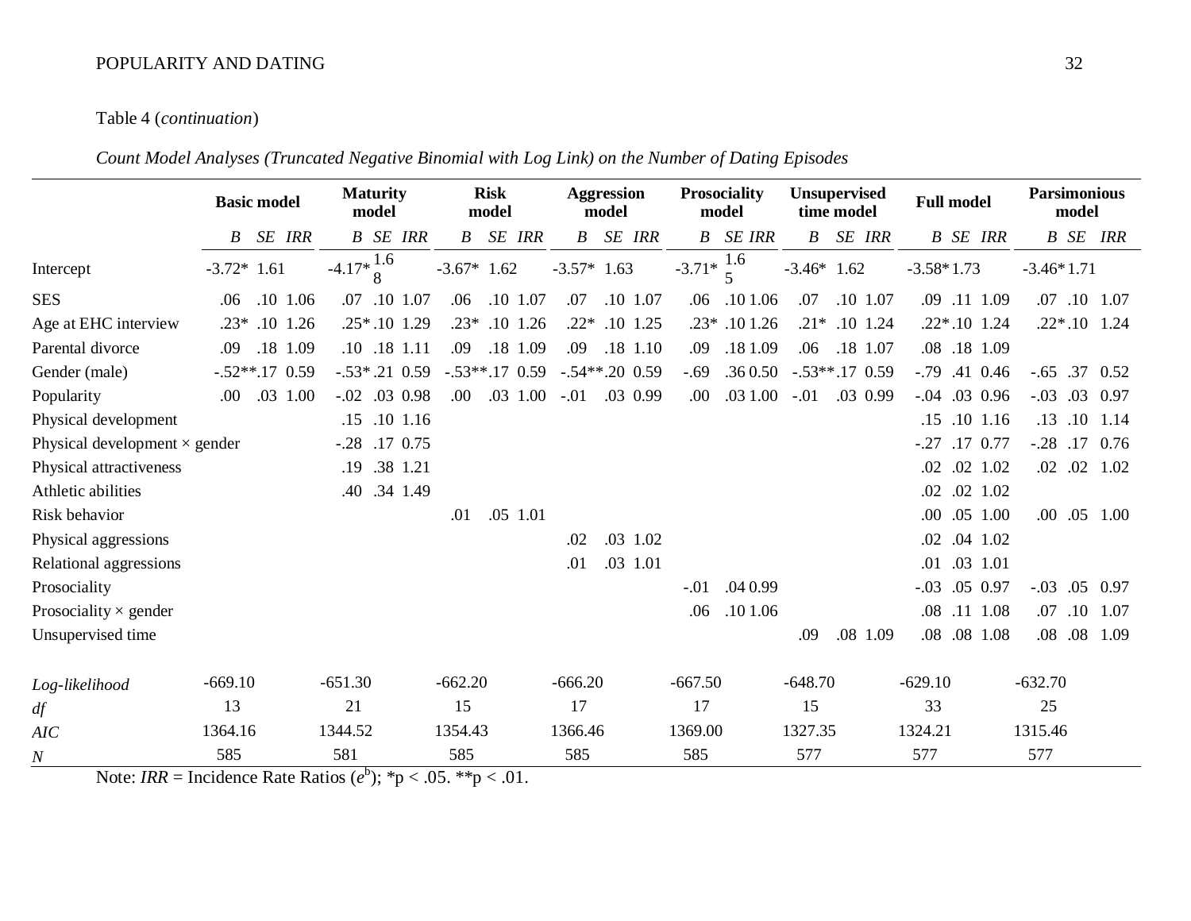Table 4 (*continuation*)

*Count Model Analyses (Truncated Negative Binomial with Log Link) on the Number of Dating Episodes*

| | **Basic model** | | | **Maturity model** | | | **Risk model** | | | **Aggression model** | | | **Prosociality model** | | | **Unsupervised time model** | | | **Full model** | | | **Parsimonious model** | | |
|---|---|---|---|---|---|---|---|---|---|---|---|---|---|---|---|---|---|---|---|---|---|---|---|---|
| | *B* | *SE* | *IRR* | *B* | *SE* | *IRR* | *B* | *SE* | *IRR* | *B* | *SE* | *IRR* | *B* | *SE* | *IRR* | *B* | *SE* | *IRR* | *B* | *SE* | *IRR* | *B* | *SE* | *IRR* |
| Intercept | -3.72* | 1.61 | | -4.17* | 1.68 | | -3.67* | 1.62 | | -3.57* | 1.63 | | -3.71* | 1.65 | | -3.46* | 1.62 | | -3.58* | 1.73 | | -3.46* | 1.71 | |
| SES | .06 | .10 | 1.06 | .07 | .10 | 1.07 | .06 | .10 | 1.07 | .07 | .10 | 1.07 | .06 | .10 | 1.06 | .07 | .10 | 1.07 | .09 | .11 | 1.09 | .07 | .10 | 1.07 |
| Age at EHC interview | .23* | .10 | 1.26 | .25* | .10 | 1.29 | .23* | .10 | 1.26 | .22* | .10 | 1.25 | .23* | .10 | 1.26 | .21* | .10 | 1.24 | .22* | .10 | 1.24 | .22* | .10 | 1.24 |
| Parental divorce | .09 | .18 | 1.09 | .10 | .18 | 1.11 | .09 | .18 | 1.09 | .09 | .18 | 1.10 | .09 | .18 | 1.09 | .06 | .18 | 1.07 | .08 | .18 | 1.09 | | | |
| Gender (male) | -.52** | .17 | 0.59 | -.53* | .21 | 0.59 | -.53** | .17 | 0.59 | -.54** | .20 | 0.59 | -.69 | .36 | 0.50 | -.53** | .17 | 0.59 | -.79 | .41 | 0.46 | -.65 | .37 | 0.52 |
| Popularity | .00 | .03 | 1.00 | -.02 | .03 | 0.98 | .00 | .03 | 1.00 | -.01 | .03 | 0.99 | .00 | .03 | 1.00 | -.01 | .03 | 0.99 | -.04 | .03 | 0.96 | -.03 | .03 | 0.97 |
| Physical development | | | | .15 | .10 | 1.16 | | | | | | | | | | | | | .15 | .10 | 1.16 | .13 | .10 | 1.14 |
| Physical development × gender | | | | -.28 | .17 | 0.75 | | | | | | | | | | | | | -.27 | .17 | 0.77 | -.28 | .17 | 0.76 |
| Physical attractiveness | | | | .19 | .38 | 1.21 | | | | | | | | | | | | | .02 | .02 | 1.02 | .02 | .02 | 1.02 |
| Athletic abilities | | | | .40 | .34 | 1.49 | | | | | | | | | | | | | .02 | .02 | 1.02 | | | |
| Risk behavior | | | | | | | .01 | .05 | 1.01 | | | | | | | | | | .00 | .05 | 1.00 | .00 | .05 | 1.00 |
| Physical aggressions | | | | | | | | | | .02 | .03 | 1.02 | | | | | | | .02 | .04 | 1.02 | | | |
| Relational aggressions | | | | | | | | | | .01 | .03 | 1.01 | | | | | | | .01 | .03 | 1.01 | | | |
| Prosociality | | | | | | | | | | | | | -.01 | .04 | 0.99 | | | | -.03 | .05 | 0.97 | -.03 | .05 | 0.97 |
| Prosociality × gender | | | | | | | | | | | | | .06 | .10 | 1.06 | | | | .08 | .11 | 1.08 | .07 | .10 | 1.07 |
| Unsupervised time | | | | | | | | | | | | | | | | .09 | .08 | 1.09 | .08 | .08 | 1.08 | .08 | .08 | 1.09 |
| *Log-likelihood* | -669.10 | | | -651.30 | | | -662.20 | | | -666.20 | | | -667.50 | | | -648.70 | | | -629.10 | | | -632.70 | | |
| *df* | 13 | | | 21 | | | 15 | | | 17 | | | 17 | | | 15 | | | 33 | | | 25 | | |
| *AIC* | 1364.16 | | | 1344.52 | | | 1354.43 | | | 1366.46 | | | 1369.00 | | | 1327.35 | | | 1324.21 | | | 1315.46 | | |
| *N* | 585 | | | 581 | | | 585 | | | 585 | | | 585 | | | 577 | | | 577 | | | 577 | | |

Note: *IRR* = Incidence Rate Ratios ($e^b$); *p < .05. **p < .01.